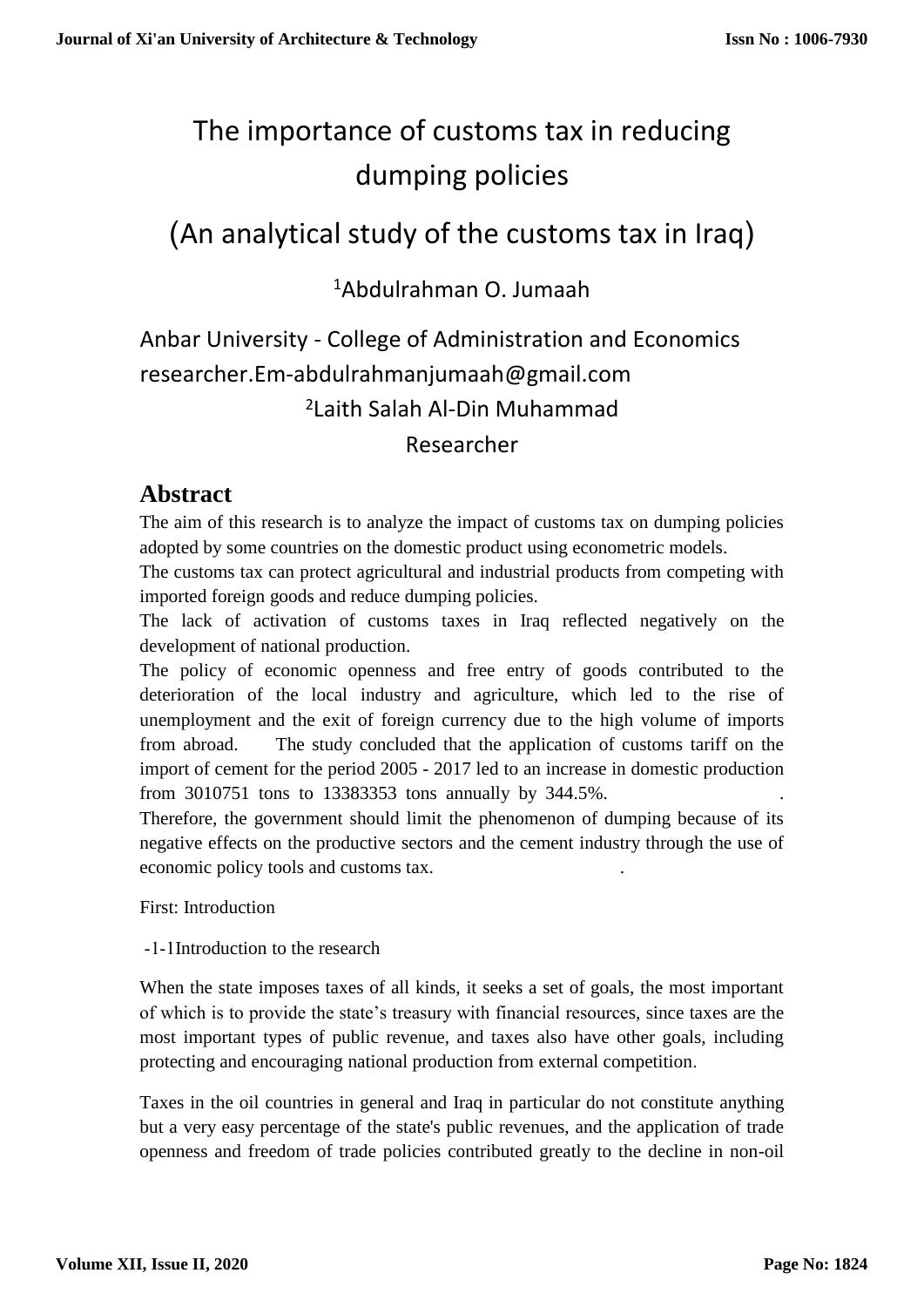# The importance of customs tax in reducing dumping policies

## (An analytical study of the customs tax in Iraq)

[1]Abdulrahman O. Jumaah

Anbar University - College of Administration and Economics
researcher.Em-abdulrahmanjumaah@gmail.com

[2]Laith Salah Al-Din Muhammad

Researcher

## Abstract

The aim of this research is to analyze the impact of customs tax on dumping policies adopted by some countries on the domestic product using econometric models.

The customs tax can protect agricultural and industrial products from competing with imported foreign goods and reduce dumping policies.

The lack of activation of customs taxes in Iraq reflected negatively on the development of national production.

The policy of economic openness and free entry of goods contributed to the deterioration of the local industry and agriculture, which led to the rise of unemployment and the exit of foreign currency due to the high volume of imports from abroad. The study concluded that the application of customs tariff on the import of cement for the period 2005 - 2017 led to an increase in domestic production from 3010751 tons to 13383353 tons annually by 344.5%.

Therefore, the government should limit the phenomenon of dumping because of its negative effects on the productive sectors and the cement industry through the use of economic policy tools and customs tax.

First: Introduction

-1-1Introduction to the research

When the state imposes taxes of all kinds, it seeks a set of goals, the most important of which is to provide the state's treasury with financial resources, since taxes are the most important types of public revenue, and taxes also have other goals, including protecting and encouraging national production from external competition.

Taxes in the oil countries in general and Iraq in particular do not constitute anything but a very easy percentage of the state's public revenues, and the application of trade openness and freedom of trade policies contributed greatly to the decline in non-oil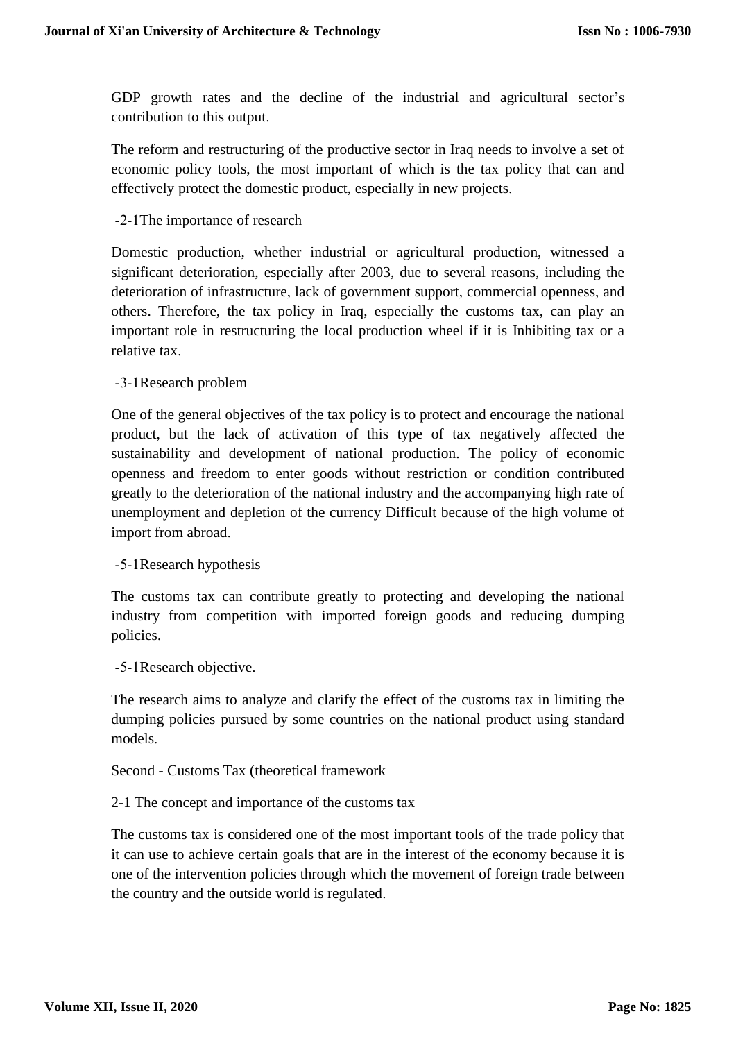GDP growth rates and the decline of the industrial and agricultural sector's contribution to this output.

The reform and restructuring of the productive sector in Iraq needs to involve a set of economic policy tools, the most important of which is the tax policy that can and effectively protect the domestic product, especially in new projects.

-2-1The importance of research

Domestic production, whether industrial or agricultural production, witnessed a significant deterioration, especially after 2003, due to several reasons, including the deterioration of infrastructure, lack of government support, commercial openness, and others. Therefore, the tax policy in Iraq, especially the customs tax, can play an important role in restructuring the local production wheel if it is Inhibiting tax or a relative tax.

-3-1Research problem

One of the general objectives of the tax policy is to protect and encourage the national product, but the lack of activation of this type of tax negatively affected the sustainability and development of national production. The policy of economic openness and freedom to enter goods without restriction or condition contributed greatly to the deterioration of the national industry and the accompanying high rate of unemployment and depletion of the currency Difficult because of the high volume of import from abroad.

-5-1Research hypothesis

The customs tax can contribute greatly to protecting and developing the national industry from competition with imported foreign goods and reducing dumping policies.

-5-1Research objective.

The research aims to analyze and clarify the effect of the customs tax in limiting the dumping policies pursued by some countries on the national product using standard models.

Second - Customs Tax (theoretical framework

2-1 The concept and importance of the customs tax

The customs tax is considered one of the most important tools of the trade policy that it can use to achieve certain goals that are in the interest of the economy because it is one of the intervention policies through which the movement of foreign trade between the country and the outside world is regulated.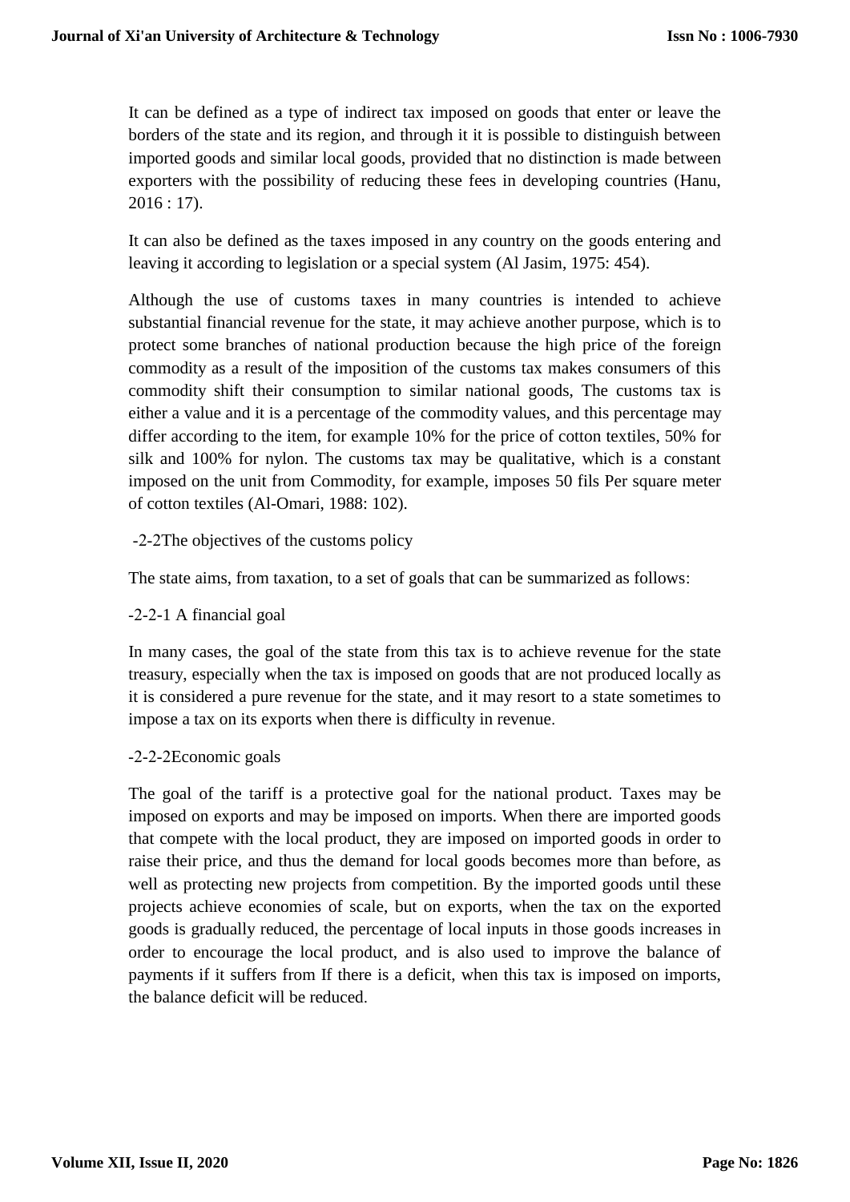It can be defined as a type of indirect tax imposed on goods that enter or leave the borders of the state and its region, and through it it is possible to distinguish between imported goods and similar local goods, provided that no distinction is made between exporters with the possibility of reducing these fees in developing countries (Hanu, 2016 : 17).

It can also be defined as the taxes imposed in any country on the goods entering and leaving it according to legislation or a special system (Al Jasim, 1975: 454).

Although the use of customs taxes in many countries is intended to achieve substantial financial revenue for the state, it may achieve another purpose, which is to protect some branches of national production because the high price of the foreign commodity as a result of the imposition of the customs tax makes consumers of this commodity shift their consumption to similar national goods, The customs tax is either a value and it is a percentage of the commodity values, and this percentage may differ according to the item, for example 10% for the price of cotton textiles, 50% for silk and 100% for nylon. The customs tax may be qualitative, which is a constant imposed on the unit from Commodity, for example, imposes 50 fils Per square meter of cotton textiles (Al-Omari, 1988: 102).

### -2-2The objectives of the customs policy

The state aims, from taxation, to a set of goals that can be summarized as follows:

#### -2-2-1 A financial goal

In many cases, the goal of the state from this tax is to achieve revenue for the state treasury, especially when the tax is imposed on goods that are not produced locally as it is considered a pure revenue for the state, and it may resort to a state sometimes to impose a tax on its exports when there is difficulty in revenue.

#### -2-2-2Economic goals

The goal of the tariff is a protective goal for the national product. Taxes may be imposed on exports and may be imposed on imports. When there are imported goods that compete with the local product, they are imposed on imported goods in order to raise their price, and thus the demand for local goods becomes more than before, as well as protecting new projects from competition. By the imported goods until these projects achieve economies of scale, but on exports, when the tax on the exported goods is gradually reduced, the percentage of local inputs in those goods increases in order to encourage the local product, and is also used to improve the balance of payments if it suffers from If there is a deficit, when this tax is imposed on imports, the balance deficit will be reduced.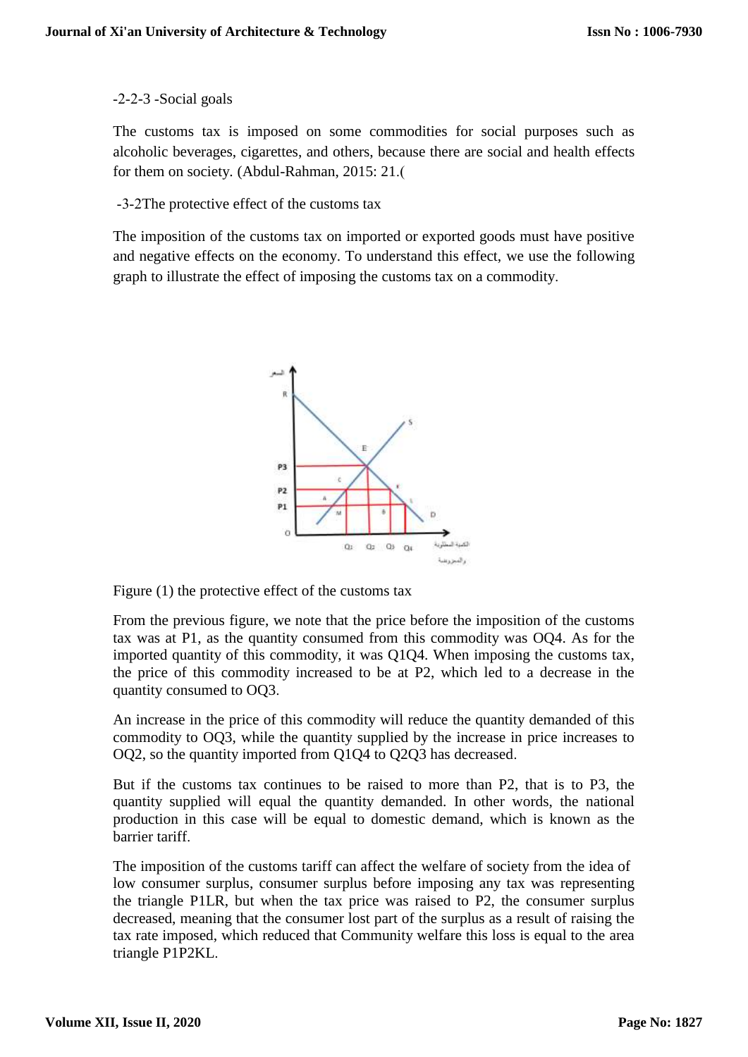-2-2-3 -Social goals

The customs tax is imposed on some commodities for social purposes such as alcoholic beverages, cigarettes, and others, because there are social and health effects for them on society. (Abdul-Rahman, 2015: 21.(

-3-2The protective effect of the customs tax

The imposition of the customs tax on imported or exported goods must have positive and negative effects on the economy. To understand this effect, we use the following graph to illustrate the effect of imposing the customs tax on a commodity.

السعر

R

S

E

P3

C

P2

K

A

P1

L

M

B

D

O

Q1 Q2 Q3 Q4

الكمية المطلوبة والمعروضة

Figure (1) the protective effect of the customs tax

From the previous figure, we note that the price before the imposition of the customs tax was at P1, as the quantity consumed from this commodity was OQ4. As for the imported quantity of this commodity, it was Q1Q4. When imposing the customs tax, the price of this commodity increased to be at P2, which led to a decrease in the quantity consumed to OQ3.

An increase in the price of this commodity will reduce the quantity demanded of this commodity to OQ3, while the quantity supplied by the increase in price increases to OQ2, so the quantity imported from Q1Q4 to Q2Q3 has decreased.

But if the customs tax continues to be raised to more than P2, that is to P3, the quantity supplied will equal the quantity demanded. In other words, the national production in this case will be equal to domestic demand, which is known as the barrier tariff.

The imposition of the customs tariff can affect the welfare of society from the idea of low consumer surplus, consumer surplus before imposing any tax was representing the triangle P1LR, but when the tax price was raised to P2, the consumer surplus decreased, meaning that the consumer lost part of the surplus as a result of raising the tax rate imposed, which reduced that Community welfare this loss is equal to the area triangle P1P2KL.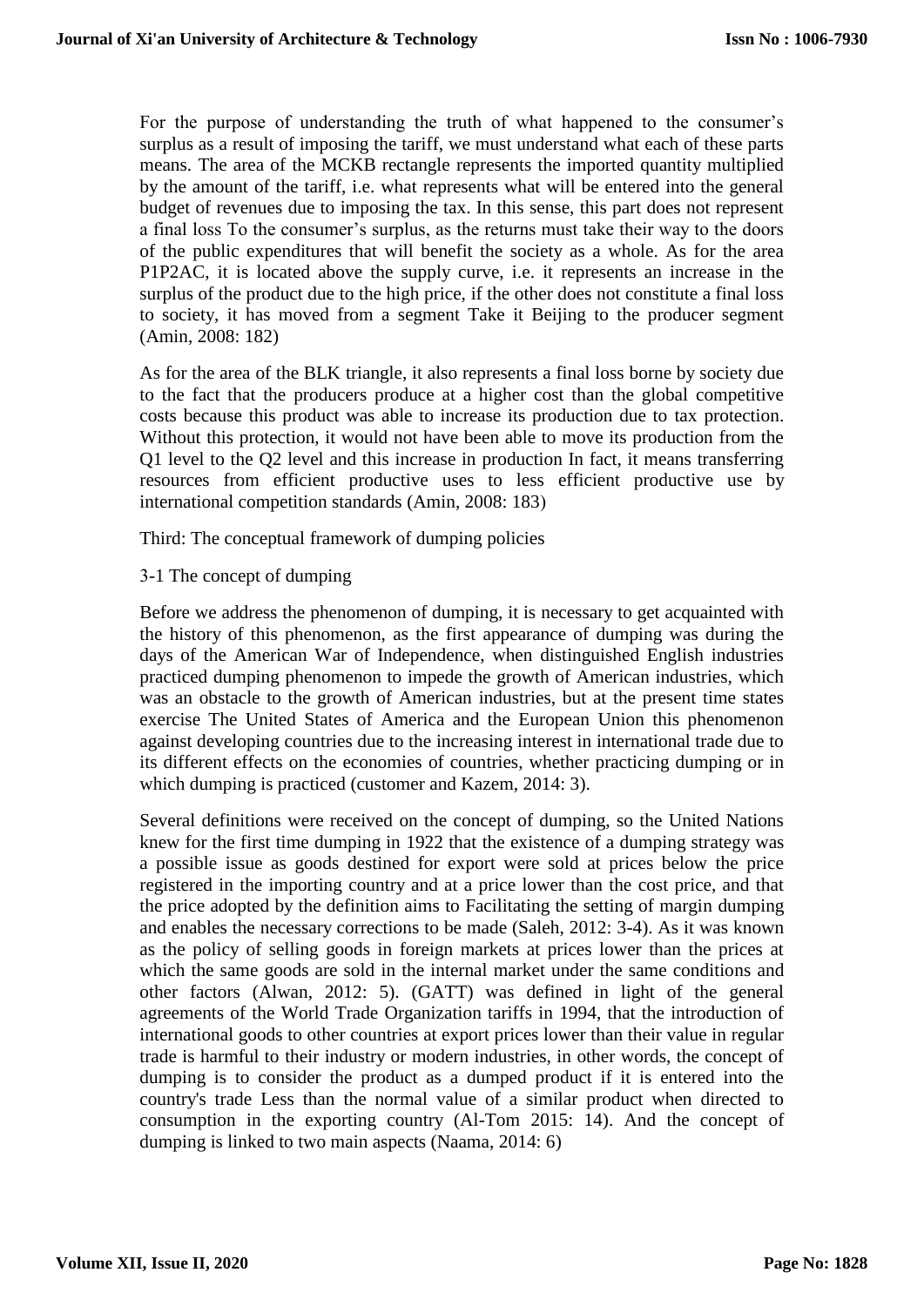For the purpose of understanding the truth of what happened to the consumer's surplus as a result of imposing the tariff, we must understand what each of these parts means. The area of the MCKB rectangle represents the imported quantity multiplied by the amount of the tariff, i.e. what represents what will be entered into the general budget of revenues due to imposing the tax. In this sense, this part does not represent a final loss To the consumer's surplus, as the returns must take their way to the doors of the public expenditures that will benefit the society as a whole. As for the area P1P2AC, it is located above the supply curve, i.e. it represents an increase in the surplus of the product due to the high price, if the other does not constitute a final loss to society, it has moved from a segment Take it Beijing to the producer segment (Amin, 2008: 182)

As for the area of the BLK triangle, it also represents a final loss borne by society due to the fact that the producers produce at a higher cost than the global competitive costs because this product was able to increase its production due to tax protection. Without this protection, it would not have been able to move its production from the Q1 level to the Q2 level and this increase in production In fact, it means transferring resources from efficient productive uses to less efficient productive use by international competition standards (Amin, 2008: 183)

Third: The conceptual framework of dumping policies

3-1 The concept of dumping

Before we address the phenomenon of dumping, it is necessary to get acquainted with the history of this phenomenon, as the first appearance of dumping was during the days of the American War of Independence, when distinguished English industries practiced dumping phenomenon to impede the growth of American industries, which was an obstacle to the growth of American industries, but at the present time states exercise The United States of America and the European Union this phenomenon against developing countries due to the increasing interest in international trade due to its different effects on the economies of countries, whether practicing dumping or in which dumping is practiced (customer and Kazem, 2014: 3).

Several definitions were received on the concept of dumping, so the United Nations knew for the first time dumping in 1922 that the existence of a dumping strategy was a possible issue as goods destined for export were sold at prices below the price registered in the importing country and at a price lower than the cost price, and that the price adopted by the definition aims to Facilitating the setting of margin dumping and enables the necessary corrections to be made (Saleh, 2012: 3-4). As it was known as the policy of selling goods in foreign markets at prices lower than the prices at which the same goods are sold in the internal market under the same conditions and other factors (Alwan, 2012: 5). (GATT) was defined in light of the general agreements of the World Trade Organization tariffs in 1994, that the introduction of international goods to other countries at export prices lower than their value in regular trade is harmful to their industry or modern industries, in other words, the concept of dumping is to consider the product as a dumped product if it is entered into the country's trade Less than the normal value of a similar product when directed to consumption in the exporting country (Al-Tom 2015: 14). And the concept of dumping is linked to two main aspects (Naama, 2014: 6)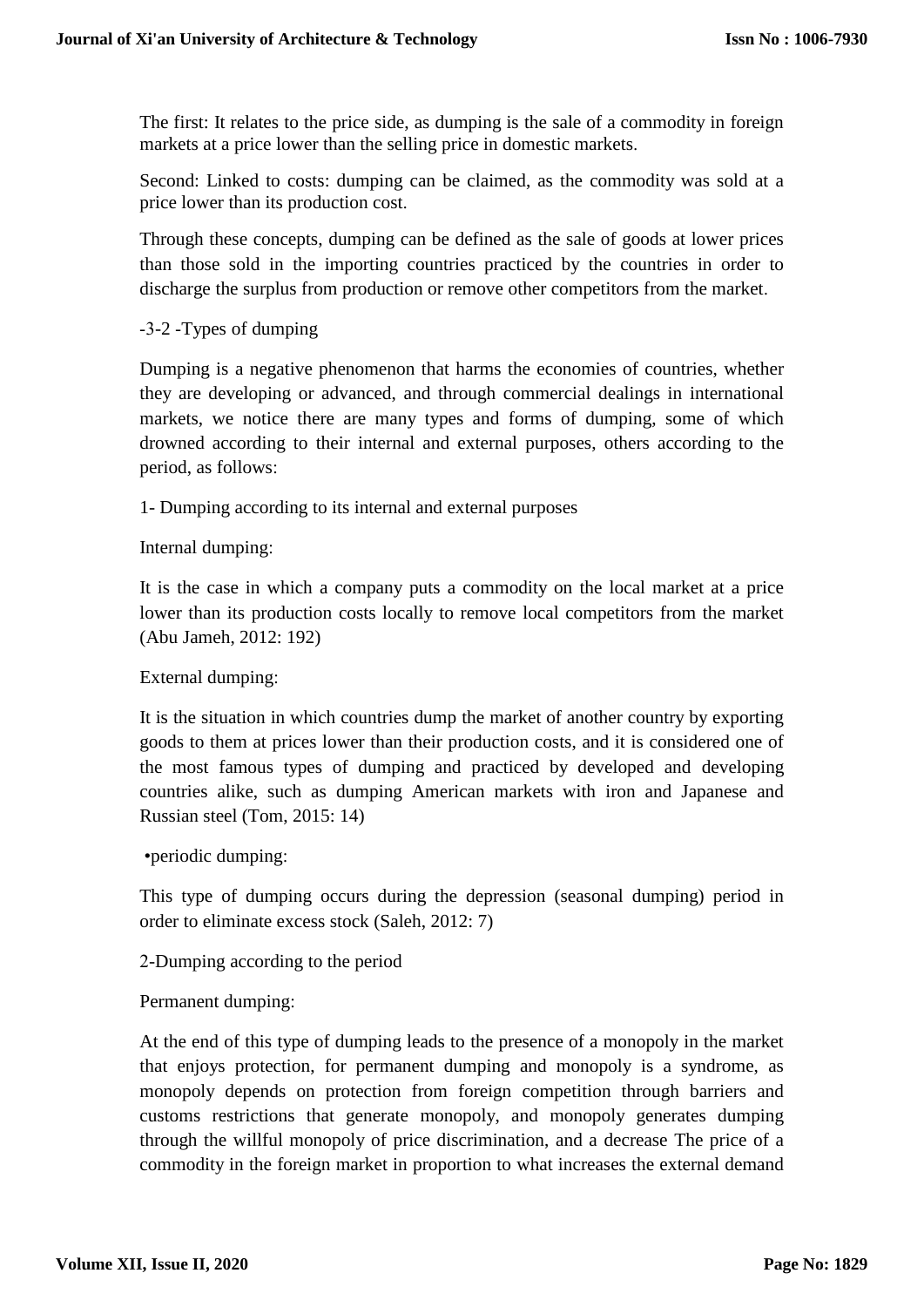The first: It relates to the price side, as dumping is the sale of a commodity in foreign markets at a price lower than the selling price in domestic markets.

Second: Linked to costs: dumping can be claimed, as the commodity was sold at a price lower than its production cost.

Through these concepts, dumping can be defined as the sale of goods at lower prices than those sold in the importing countries practiced by the countries in order to discharge the surplus from production or remove other competitors from the market.

-3-2 -Types of dumping

Dumping is a negative phenomenon that harms the economies of countries, whether they are developing or advanced, and through commercial dealings in international markets, we notice there are many types and forms of dumping, some of which drowned according to their internal and external purposes, others according to the period, as follows:

1- Dumping according to its internal and external purposes

Internal dumping:

It is the case in which a company puts a commodity on the local market at a price lower than its production costs locally to remove local competitors from the market (Abu Jameh, 2012: 192)

External dumping:

It is the situation in which countries dump the market of another country by exporting goods to them at prices lower than their production costs, and it is considered one of the most famous types of dumping and practiced by developed and developing countries alike, such as dumping American markets with iron and Japanese and Russian steel (Tom, 2015: 14)

•periodic dumping:

This type of dumping occurs during the depression (seasonal dumping) period in order to eliminate excess stock (Saleh, 2012: 7)

2-Dumping according to the period

Permanent dumping:

At the end of this type of dumping leads to the presence of a monopoly in the market that enjoys protection, for permanent dumping and monopoly is a syndrome, as monopoly depends on protection from foreign competition through barriers and customs restrictions that generate monopoly, and monopoly generates dumping through the willful monopoly of price discrimination, and a decrease The price of a commodity in the foreign market in proportion to what increases the external demand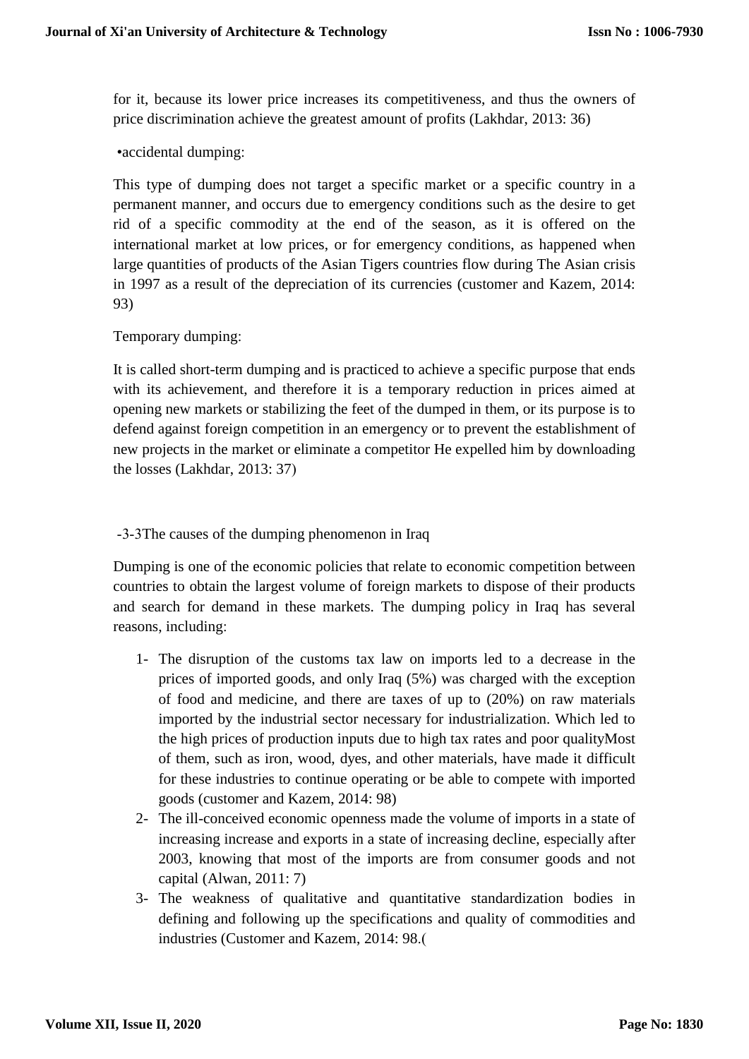for it, because its lower price increases its competitiveness, and thus the owners of price discrimination achieve the greatest amount of profits (Lakhdar, 2013: 36)

•accidental dumping:

This type of dumping does not target a specific market or a specific country in a permanent manner, and occurs due to emergency conditions such as the desire to get rid of a specific commodity at the end of the season, as it is offered on the international market at low prices, or for emergency conditions, as happened when large quantities of products of the Asian Tigers countries flow during The Asian crisis in 1997 as a result of the depreciation of its currencies (customer and Kazem, 2014: 93)

Temporary dumping:

It is called short-term dumping and is practiced to achieve a specific purpose that ends with its achievement, and therefore it is a temporary reduction in prices aimed at opening new markets or stabilizing the feet of the dumped in them, or its purpose is to defend against foreign competition in an emergency or to prevent the establishment of new projects in the market or eliminate a competitor He expelled him by downloading the losses (Lakhdar, 2013: 37)

### -3-3The causes of the dumping phenomenon in Iraq

Dumping is one of the economic policies that relate to economic competition between countries to obtain the largest volume of foreign markets to dispose of their products and search for demand in these markets. The dumping policy in Iraq has several reasons, including:

1- The disruption of the customs tax law on imports led to a decrease in the prices of imported goods, and only Iraq (5%) was charged with the exception of food and medicine, and there are taxes of up to (20%) on raw materials imported by the industrial sector necessary for industrialization. Which led to the high prices of production inputs due to high tax rates and poor qualityMost of them, such as iron, wood, dyes, and other materials, have made it difficult for these industries to continue operating or be able to compete with imported goods (customer and Kazem, 2014: 98)
2- The ill-conceived economic openness made the volume of imports in a state of increasing increase and exports in a state of increasing decline, especially after 2003, knowing that most of the imports are from consumer goods and not capital (Alwan, 2011: 7)
3- The weakness of qualitative and quantitative standardization bodies in defining and following up the specifications and quality of commodities and industries (Customer and Kazem, 2014: 98.(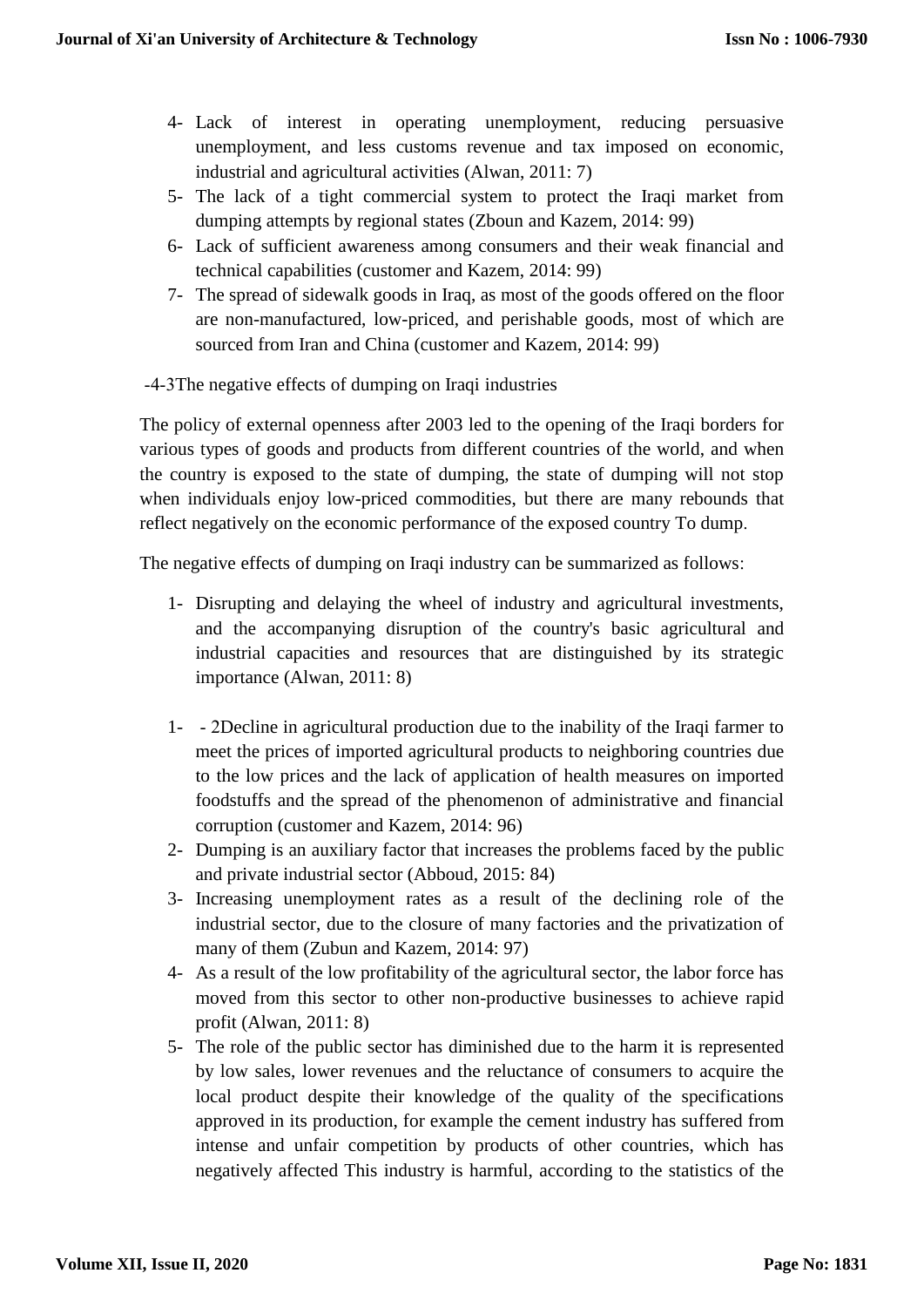4- Lack of interest in operating unemployment, reducing persuasive unemployment, and less customs revenue and tax imposed on economic, industrial and agricultural activities (Alwan, 2011: 7)

5- The lack of a tight commercial system to protect the Iraqi market from dumping attempts by regional states (Zboun and Kazem, 2014: 99)

6- Lack of sufficient awareness among consumers and their weak financial and technical capabilities (customer and Kazem, 2014: 99)

7- The spread of sidewalk goods in Iraq, as most of the goods offered on the floor are non-manufactured, low-priced, and perishable goods, most of which are sourced from Iran and China (customer and Kazem, 2014: 99)

-4-3The negative effects of dumping on Iraqi industries

The policy of external openness after 2003 led to the opening of the Iraqi borders for various types of goods and products from different countries of the world, and when the country is exposed to the state of dumping, the state of dumping will not stop when individuals enjoy low-priced commodities, but there are many rebounds that reflect negatively on the economic performance of the exposed country To dump.

The negative effects of dumping on Iraqi industry can be summarized as follows:

1- Disrupting and delaying the wheel of industry and agricultural investments, and the accompanying disruption of the country's basic agricultural and industrial capacities and resources that are distinguished by its strategic importance (Alwan, 2011: 8)

1- - 2Decline in agricultural production due to the inability of the Iraqi farmer to meet the prices of imported agricultural products to neighboring countries due to the low prices and the lack of application of health measures on imported foodstuffs and the spread of the phenomenon of administrative and financial corruption (customer and Kazem, 2014: 96)

2- Dumping is an auxiliary factor that increases the problems faced by the public and private industrial sector (Abboud, 2015: 84)

3- Increasing unemployment rates as a result of the declining role of the industrial sector, due to the closure of many factories and the privatization of many of them (Zubun and Kazem, 2014: 97)

4- As a result of the low profitability of the agricultural sector, the labor force has moved from this sector to other non-productive businesses to achieve rapid profit (Alwan, 2011: 8)

5- The role of the public sector has diminished due to the harm it is represented by low sales, lower revenues and the reluctance of consumers to acquire the local product despite their knowledge of the quality of the specifications approved in its production, for example the cement industry has suffered from intense and unfair competition by products of other countries, which has negatively affected This industry is harmful, according to the statistics of the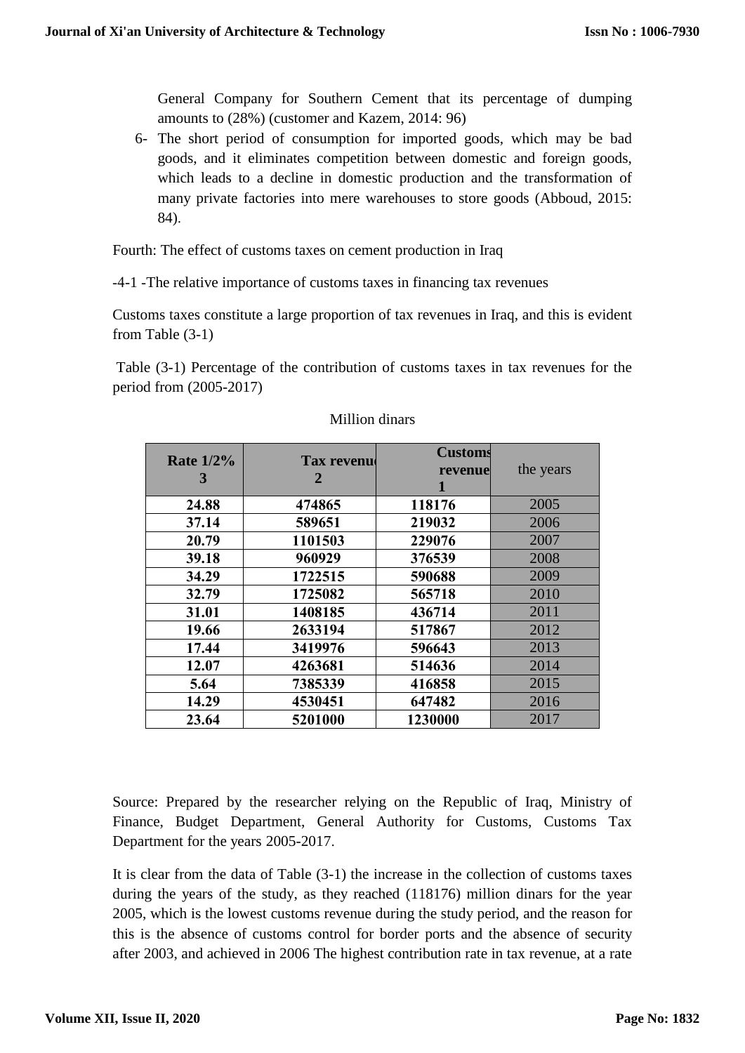General Company for Southern Cement that its percentage of dumping amounts to (28%) (customer and Kazem, 2014: 96)

6- The short period of consumption for imported goods, which may be bad goods, and it eliminates competition between domestic and foreign goods, which leads to a decline in domestic production and the transformation of many private factories into mere warehouses to store goods (Abboud, 2015: 84).

Fourth: The effect of customs taxes on cement production in Iraq

-4-1 -The relative importance of customs taxes in financing tax revenues

Customs taxes constitute a large proportion of tax revenues in Iraq, and this is evident from Table (3-1)

Table (3-1) Percentage of the contribution of customs taxes in tax revenues for the period from (2005-2017)

Million dinars

| Rate 1/2% 3 | Tax revenue 2 | Customs revenue 1 | the years |
|---|---|---|---|
| 24.88 | 474865 | 118176 | 2005 |
| 37.14 | 589651 | 219032 | 2006 |
| 20.79 | 1101503 | 229076 | 2007 |
| 39.18 | 960929 | 376539 | 2008 |
| 34.29 | 1722515 | 590688 | 2009 |
| 32.79 | 1725082 | 565718 | 2010 |
| 31.01 | 1408185 | 436714 | 2011 |
| 19.66 | 2633194 | 517867 | 2012 |
| 17.44 | 3419976 | 596643 | 2013 |
| 12.07 | 4263681 | 514636 | 2014 |
| 5.64 | 7385339 | 416858 | 2015 |
| 14.29 | 4530451 | 647482 | 2016 |
| 23.64 | 5201000 | 1230000 | 2017 |

Source: Prepared by the researcher relying on the Republic of Iraq, Ministry of Finance, Budget Department, General Authority for Customs, Customs Tax Department for the years 2005-2017.

It is clear from the data of Table (3-1) the increase in the collection of customs taxes during the years of the study, as they reached (118176) million dinars for the year 2005, which is the lowest customs revenue during the study period, and the reason for this is the absence of customs control for border ports and the absence of security after 2003, and achieved in 2006 The highest contribution rate in tax revenue, at a rate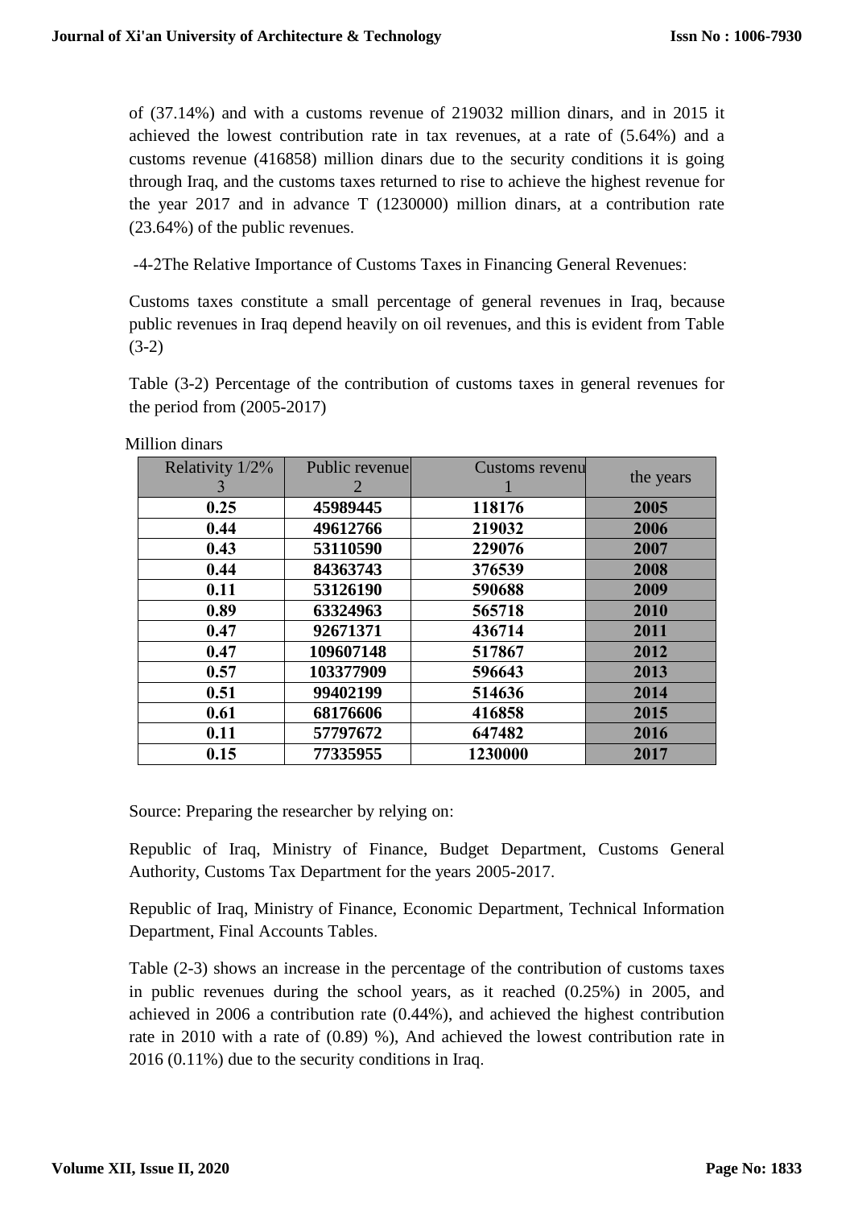of (37.14%) and with a customs revenue of 219032 million dinars, and in 2015 it achieved the lowest contribution rate in tax revenues, at a rate of (5.64%) and a customs revenue (416858) million dinars due to the security conditions it is going through Iraq, and the customs taxes returned to rise to achieve the highest revenue for the year 2017 and in advance T (1230000) million dinars, at a contribution rate (23.64%) of the public revenues.

-4-2The Relative Importance of Customs Taxes in Financing General Revenues:

Customs taxes constitute a small percentage of general revenues in Iraq, because public revenues in Iraq depend heavily on oil revenues, and this is evident from Table (3-2)

Table (3-2) Percentage of the contribution of customs taxes in general revenues for the period from (2005-2017)

Million dinars

| Relativity 1/2% 3 | Public revenue 2 | Customs revenu 1 | the years |
|---|---|---|---|
| **0.25** | **45989445** | **118176** | **2005** |
| **0.44** | **49612766** | **219032** | **2006** |
| **0.43** | **53110590** | **229076** | **2007** |
| **0.44** | **84363743** | **376539** | **2008** |
| **0.11** | **53126190** | **590688** | **2009** |
| **0.89** | **63324963** | **565718** | **2010** |
| **0.47** | **92671371** | **436714** | **2011** |
| **0.47** | **109607148** | **517867** | **2012** |
| **0.57** | **103377909** | **596643** | **2013** |
| **0.51** | **99402199** | **514636** | **2014** |
| **0.61** | **68176606** | **416858** | **2015** |
| **0.11** | **57797672** | **647482** | **2016** |
| **0.15** | **77335955** | **1230000** | **2017** |

Source: Preparing the researcher by relying on:

Republic of Iraq, Ministry of Finance, Budget Department, Customs General Authority, Customs Tax Department for the years 2005-2017.

Republic of Iraq, Ministry of Finance, Economic Department, Technical Information Department, Final Accounts Tables.

Table (2-3) shows an increase in the percentage of the contribution of customs taxes in public revenues during the school years, as it reached (0.25%) in 2005, and achieved in 2006 a contribution rate (0.44%), and achieved the highest contribution rate in 2010 with a rate of (0.89) %), And achieved the lowest contribution rate in 2016 (0.11%) due to the security conditions in Iraq.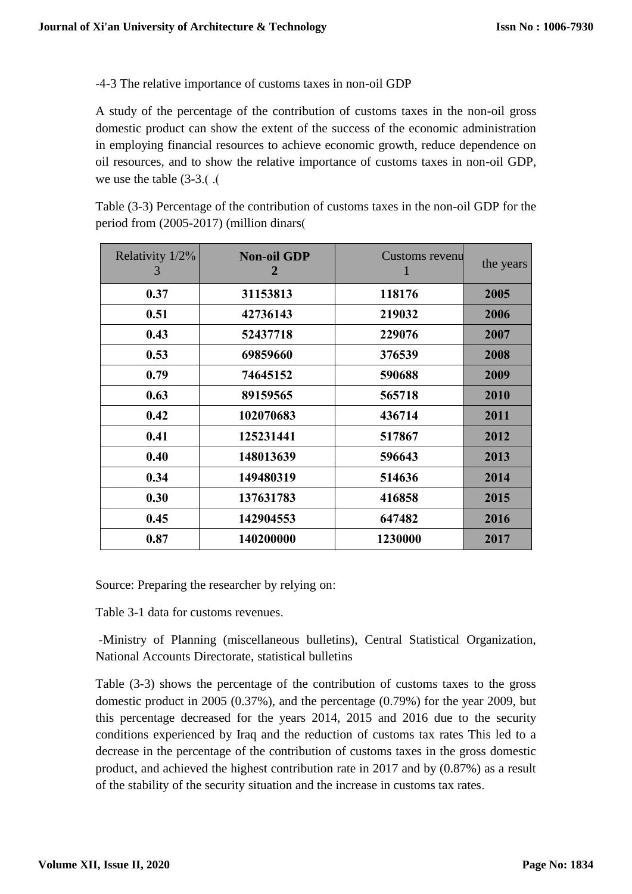-4-3 The relative importance of customs taxes in non-oil GDP

A study of the percentage of the contribution of customs taxes in the non-oil gross domestic product can show the extent of the success of the economic administration in employing financial resources to achieve economic growth, reduce dependence on oil resources, and to show the relative importance of customs taxes in non-oil GDP, we use the table (3-3.( .(

Table (3-3) Percentage of the contribution of customs taxes in the non-oil GDP for the period from (2005-2017) (million dinars(

| Relativity 1/2% 3 | **Non-oil GDP 2** | Customs revenu 1 | the years |
|---|---|---|---|
| **0.37** | **31153813** | **118176** | **2005** |
| **0.51** | **42736143** | **219032** | **2006** |
| **0.43** | **52437718** | **229076** | **2007** |
| **0.53** | **69859660** | **376539** | **2008** |
| **0.79** | **74645152** | **590688** | **2009** |
| **0.63** | **89159565** | **565718** | **2010** |
| **0.42** | **102070683** | **436714** | **2011** |
| **0.41** | **125231441** | **517867** | **2012** |
| **0.40** | **148013639** | **596643** | **2013** |
| **0.34** | **149480319** | **514636** | **2014** |
| **0.30** | **137631783** | **416858** | **2015** |
| **0.45** | **142904553** | **647482** | **2016** |
| **0.87** | **140200000** | **1230000** | **2017** |

Source: Preparing the researcher by relying on:

Table 3-1 data for customs revenues.

-Ministry of Planning (miscellaneous bulletins), Central Statistical Organization, National Accounts Directorate, statistical bulletins

Table (3-3) shows the percentage of the contribution of customs taxes to the gross domestic product in 2005 (0.37%), and the percentage (0.79%) for the year 2009, but this percentage decreased for the years 2014, 2015 and 2016 due to the security conditions experienced by Iraq and the reduction of customs tax rates This led to a decrease in the percentage of the contribution of customs taxes in the gross domestic product, and achieved the highest contribution rate in 2017 and by (0.87%) as a result of the stability of the security situation and the increase in customs tax rates.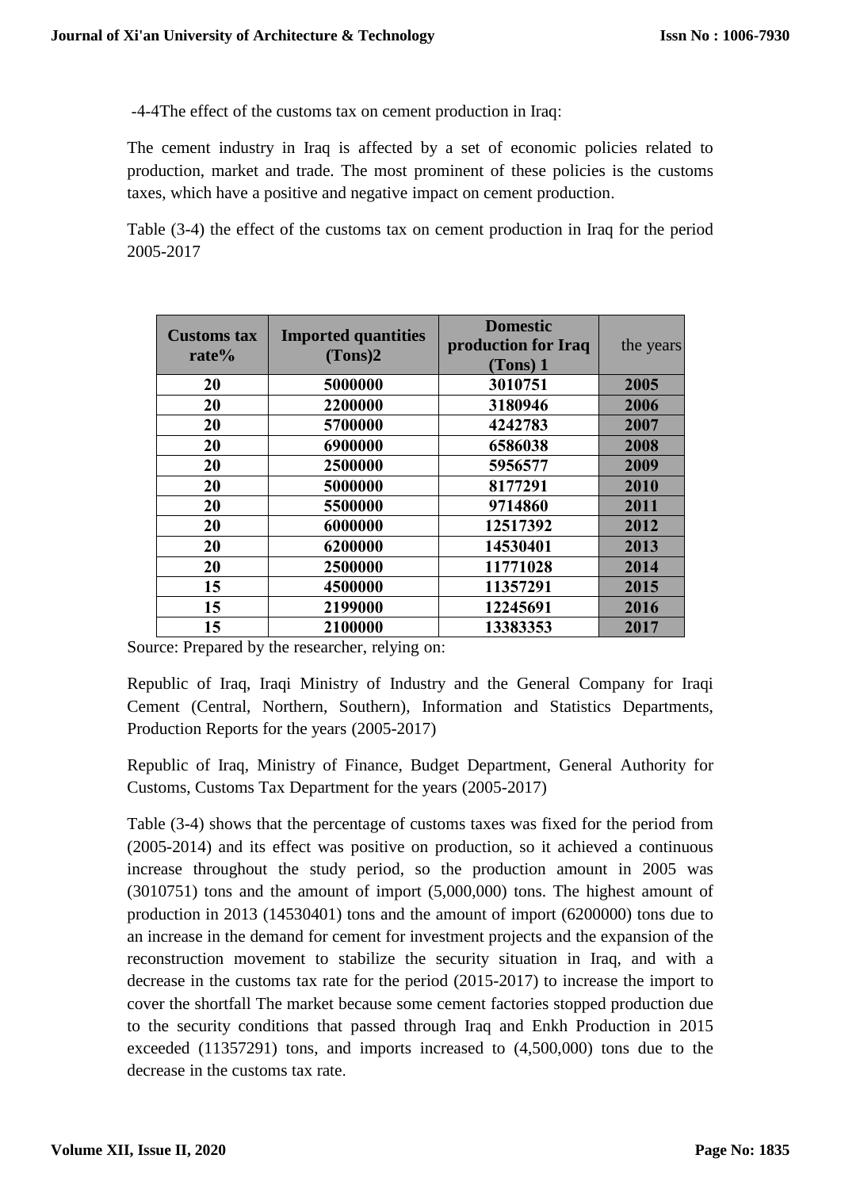-4-4The effect of the customs tax on cement production in Iraq:

The cement industry in Iraq is affected by a set of economic policies related to production, market and trade. The most prominent of these policies is the customs taxes, which have a positive and negative impact on cement production.

Table (3-4) the effect of the customs tax on cement production in Iraq for the period 2005-2017

| Customs tax rate% | Imported quantities (Tons)2 | Domestic production for Iraq (Tons) 1 | the years |
|---|---|---|---|
| 20 | 5000000 | 3010751 | 2005 |
| 20 | 2200000 | 3180946 | 2006 |
| 20 | 5700000 | 4242783 | 2007 |
| 20 | 6900000 | 6586038 | 2008 |
| 20 | 2500000 | 5956577 | 2009 |
| 20 | 5000000 | 8177291 | 2010 |
| 20 | 5500000 | 9714860 | 2011 |
| 20 | 6000000 | 12517392 | 2012 |
| 20 | 6200000 | 14530401 | 2013 |
| 20 | 2500000 | 11771028 | 2014 |
| 15 | 4500000 | 11357291 | 2015 |
| 15 | 2199000 | 12245691 | 2016 |
| 15 | 2100000 | 13383353 | 2017 |

Source: Prepared by the researcher, relying on:

Republic of Iraq, Iraqi Ministry of Industry and the General Company for Iraqi Cement (Central, Northern, Southern), Information and Statistics Departments, Production Reports for the years (2005-2017)

Republic of Iraq, Ministry of Finance, Budget Department, General Authority for Customs, Customs Tax Department for the years (2005-2017)

Table (3-4) shows that the percentage of customs taxes was fixed for the period from (2005-2014) and its effect was positive on production, so it achieved a continuous increase throughout the study period, so the production amount in 2005 was (3010751) tons and the amount of import (5,000,000) tons. The highest amount of production in 2013 (14530401) tons and the amount of import (6200000) tons due to an increase in the demand for cement for investment projects and the expansion of the reconstruction movement to stabilize the security situation in Iraq, and with a decrease in the customs tax rate for the period (2015-2017) to increase the import to cover the shortfall The market because some cement factories stopped production due to the security conditions that passed through Iraq and Enkh Production in 2015 exceeded (11357291) tons, and imports increased to (4,500,000) tons due to the decrease in the customs tax rate.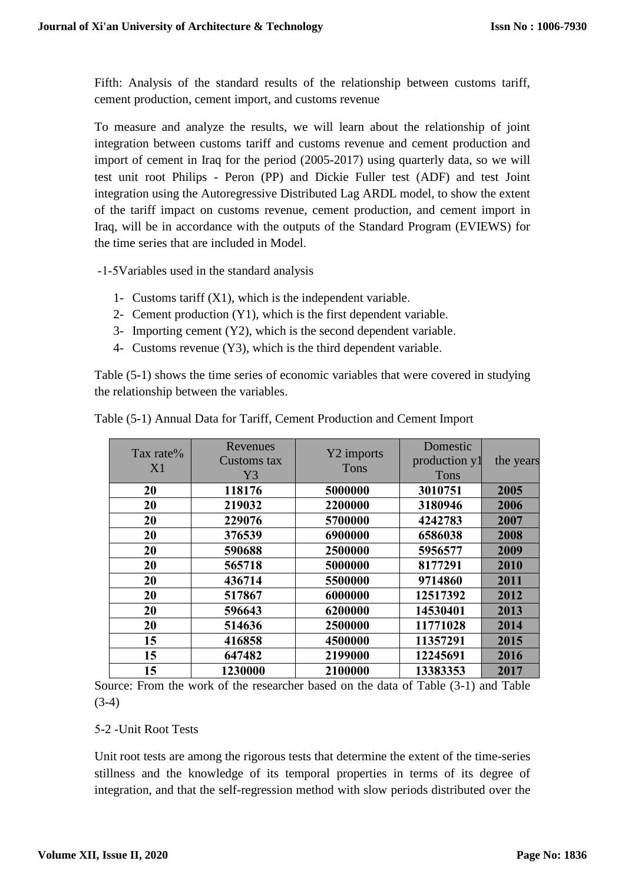Fifth: Analysis of the standard results of the relationship between customs tariff, cement production, cement import, and customs revenue

To measure and analyze the results, we will learn about the relationship of joint integration between customs tariff and customs revenue and cement production and import of cement in Iraq for the period (2005-2017) using quarterly data, so we will test unit root Philips - Peron (PP) and Dickie Fuller test (ADF) and test Joint integration using the Autoregressive Distributed Lag ARDL model, to show the extent of the tariff impact on customs revenue, cement production, and cement import in Iraq, will be in accordance with the outputs of the Standard Program (EVIEWS) for the time series that are included in Model.

-1-5Variables used in the standard analysis

1- Customs tariff (X1), which is the independent variable.
2- Cement production (Y1), which is the first dependent variable.
3- Importing cement (Y2), which is the second dependent variable.
4- Customs revenue (Y3), which is the third dependent variable.

Table (5-1) shows the time series of economic variables that were covered in studying the relationship between the variables.

Table (5-1) Annual Data for Tariff, Cement Production and Cement Import

| Tax rate% X1 | Revenues Customs tax Y3 | Y2 imports Tons | Domestic production y1 Tons | the years |
|---|---|---|---|---|
| **20** | **118176** | **5000000** | **3010751** | **2005** |
| **20** | **219032** | **2200000** | **3180946** | **2006** |
| **20** | **229076** | **5700000** | **4242783** | **2007** |
| **20** | **376539** | **6900000** | **6586038** | **2008** |
| **20** | **590688** | **2500000** | **5956577** | **2009** |
| **20** | **565718** | **5000000** | **8177291** | **2010** |
| **20** | **436714** | **5500000** | **9714860** | **2011** |
| **20** | **517867** | **6000000** | **12517392** | **2012** |
| **20** | **596643** | **6200000** | **14530401** | **2013** |
| **20** | **514636** | **2500000** | **11771028** | **2014** |
| **15** | **416858** | **4500000** | **11357291** | **2015** |
| **15** | **647482** | **2199000** | **12245691** | **2016** |
| **15** | **1230000** | **2100000** | **13383353** | **2017** |

Source: From the work of the researcher based on the data of Table (3-1) and Table (3-4)

5-2 -Unit Root Tests

Unit root tests are among the rigorous tests that determine the extent of the time-series stillness and the knowledge of its temporal properties in terms of its degree of integration, and that the self-regression method with slow periods distributed over the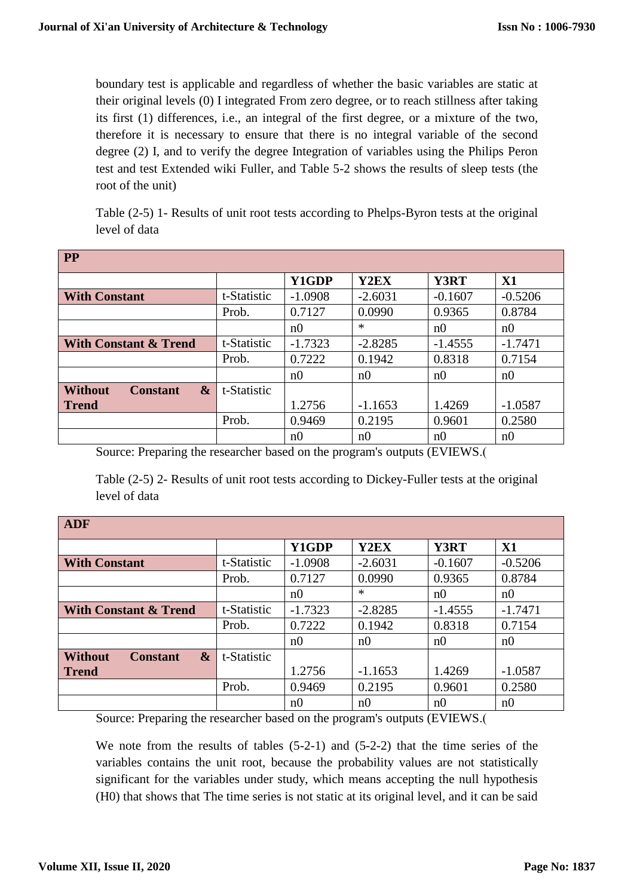boundary test is applicable and regardless of whether the basic variables are static at their original levels (0) I integrated From zero degree, or to reach stillness after taking its first (1) differences, i.e., an integral of the first degree, or a mixture of the two, therefore it is necessary to ensure that there is no integral variable of the second degree (2) I, and to verify the degree Integration of variables using the Philips Peron test and test Extended wiki Fuller, and Table 5-2 shows the results of sleep tests (the root of the unit)

Table (2-5) 1- Results of unit root tests according to Phelps-Byron tests at the original level of data

| **PP** | | | | | |
|---|---|---|---|---|---|
| | | **Y1GDP** | **Y2EX** | **Y3RT** | **X1** |
| **With Constant** | t-Statistic | -1.0908 | -2.6031 | -0.1607 | -0.5206 |
| | Prob. | 0.7127 | 0.0990 | 0.9365 | 0.8784 |
| | | n0 | * | n0 | n0 |
| **With Constant & Trend** | t-Statistic | -1.7323 | -2.8285 | -1.4555 | -1.7471 |
| | Prob. | 0.7222 | 0.1942 | 0.8318 | 0.7154 |
| | | n0 | n0 | n0 | n0 |
| **Without Constant & Trend** | t-Statistic | 1.2756 | -1.1653 | 1.4269 | -1.0587 |
| | Prob. | 0.9469 | 0.2195 | 0.9601 | 0.2580 |
| | | n0 | n0 | n0 | n0 |

Source: Preparing the researcher based on the program's outputs (EVIEWS.(

Table (2-5) 2- Results of unit root tests according to Dickey-Fuller tests at the original level of data

| **ADF** | | | | | |
|---|---|---|---|---|---|
| | | **Y1GDP** | **Y2EX** | **Y3RT** | **X1** |
| **With Constant** | t-Statistic | -1.0908 | -2.6031 | -0.1607 | -0.5206 |
| | Prob. | 0.7127 | 0.0990 | 0.9365 | 0.8784 |
| | | n0 | * | n0 | n0 |
| **With Constant & Trend** | t-Statistic | -1.7323 | -2.8285 | -1.4555 | -1.7471 |
| | Prob. | 0.7222 | 0.1942 | 0.8318 | 0.7154 |
| | | n0 | n0 | n0 | n0 |
| **Without Constant & Trend** | t-Statistic | 1.2756 | -1.1653 | 1.4269 | -1.0587 |
| | Prob. | 0.9469 | 0.2195 | 0.9601 | 0.2580 |
| | | n0 | n0 | n0 | n0 |

Source: Preparing the researcher based on the program's outputs (EVIEWS.(

We note from the results of tables (5-2-1) and (5-2-2) that the time series of the variables contains the unit root, because the probability values are not statistically significant for the variables under study, which means accepting the null hypothesis (H0) that shows that The time series is not static at its original level, and it can be said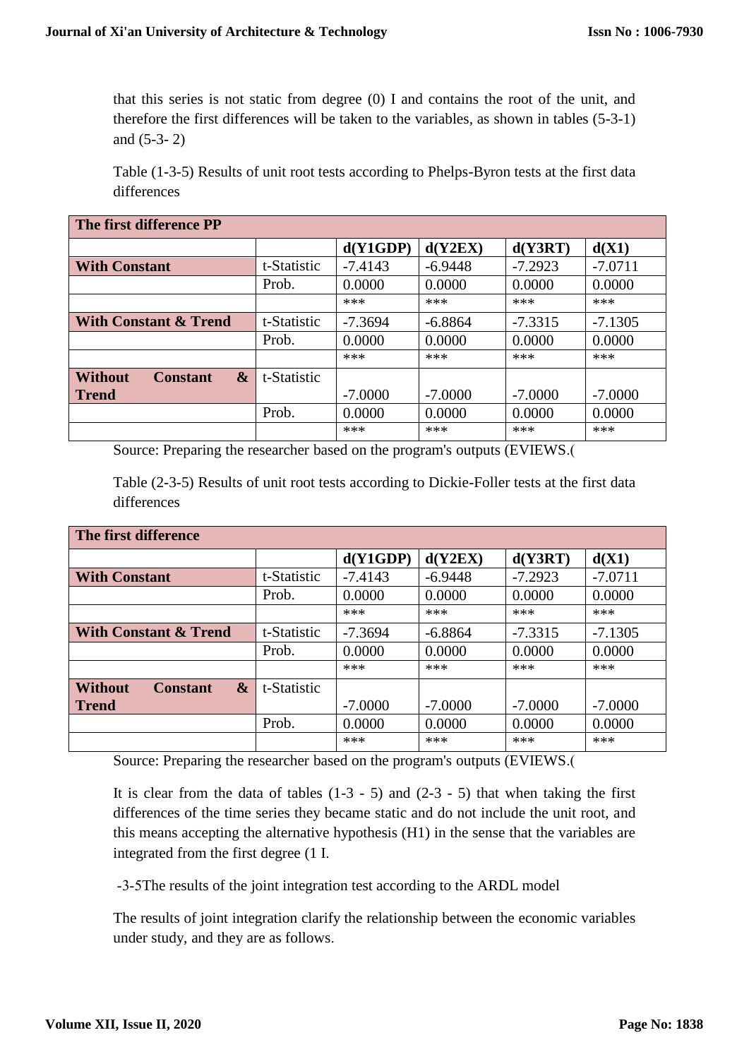that this series is not static from degree (0) I and contains the root of the unit, and therefore the first differences will be taken to the variables, as shown in tables (5-3-1) and (5-3- 2)

Table (1-3-5) Results of unit root tests according to Phelps-Byron tests at the first data differences

| **The first difference PP** | | | | | |
|---|---|---|---|---|---|
| | | **d(Y1GDP)** | **d(Y2EX)** | **d(Y3RT)** | **d(X1)** |
| **With Constant** | t-Statistic | -7.4143 | -6.9448 | -7.2923 | -7.0711 |
| | Prob. | 0.0000 | 0.0000 | 0.0000 | 0.0000 |
| | | *** | *** | *** | *** |
| **With Constant & Trend** | t-Statistic | -7.3694 | -6.8864 | -7.3315 | -7.1305 |
| | Prob. | 0.0000 | 0.0000 | 0.0000 | 0.0000 |
| | | *** | *** | *** | *** |
| **Without Constant & Trend** | t-Statistic | -7.0000 | -7.0000 | -7.0000 | -7.0000 |
| | Prob. | 0.0000 | 0.0000 | 0.0000 | 0.0000 |
| | | *** | *** | *** | *** |

Source: Preparing the researcher based on the program's outputs (EVIEWS.(

Table (2-3-5) Results of unit root tests according to Dickie-Foller tests at the first data differences

| **The first difference** | | | | | |
|---|---|---|---|---|---|
| | | **d(Y1GDP)** | **d(Y2EX)** | **d(Y3RT)** | **d(X1)** |
| **With Constant** | t-Statistic | -7.4143 | -6.9448 | -7.2923 | -7.0711 |
| | Prob. | 0.0000 | 0.0000 | 0.0000 | 0.0000 |
| | | *** | *** | *** | *** |
| **With Constant & Trend** | t-Statistic | -7.3694 | -6.8864 | -7.3315 | -7.1305 |
| | Prob. | 0.0000 | 0.0000 | 0.0000 | 0.0000 |
| | | *** | *** | *** | *** |
| **Without Constant & Trend** | t-Statistic | -7.0000 | -7.0000 | -7.0000 | -7.0000 |
| | Prob. | 0.0000 | 0.0000 | 0.0000 | 0.0000 |
| | | *** | *** | *** | *** |

Source: Preparing the researcher based on the program's outputs (EVIEWS.(

It is clear from the data of tables (1-3 - 5) and (2-3 - 5) that when taking the first differences of the time series they became static and do not include the unit root, and this means accepting the alternative hypothesis (H1) in the sense that the variables are integrated from the first degree (1 I.

-3-5The results of the joint integration test according to the ARDL model

The results of joint integration clarify the relationship between the economic variables under study, and they are as follows.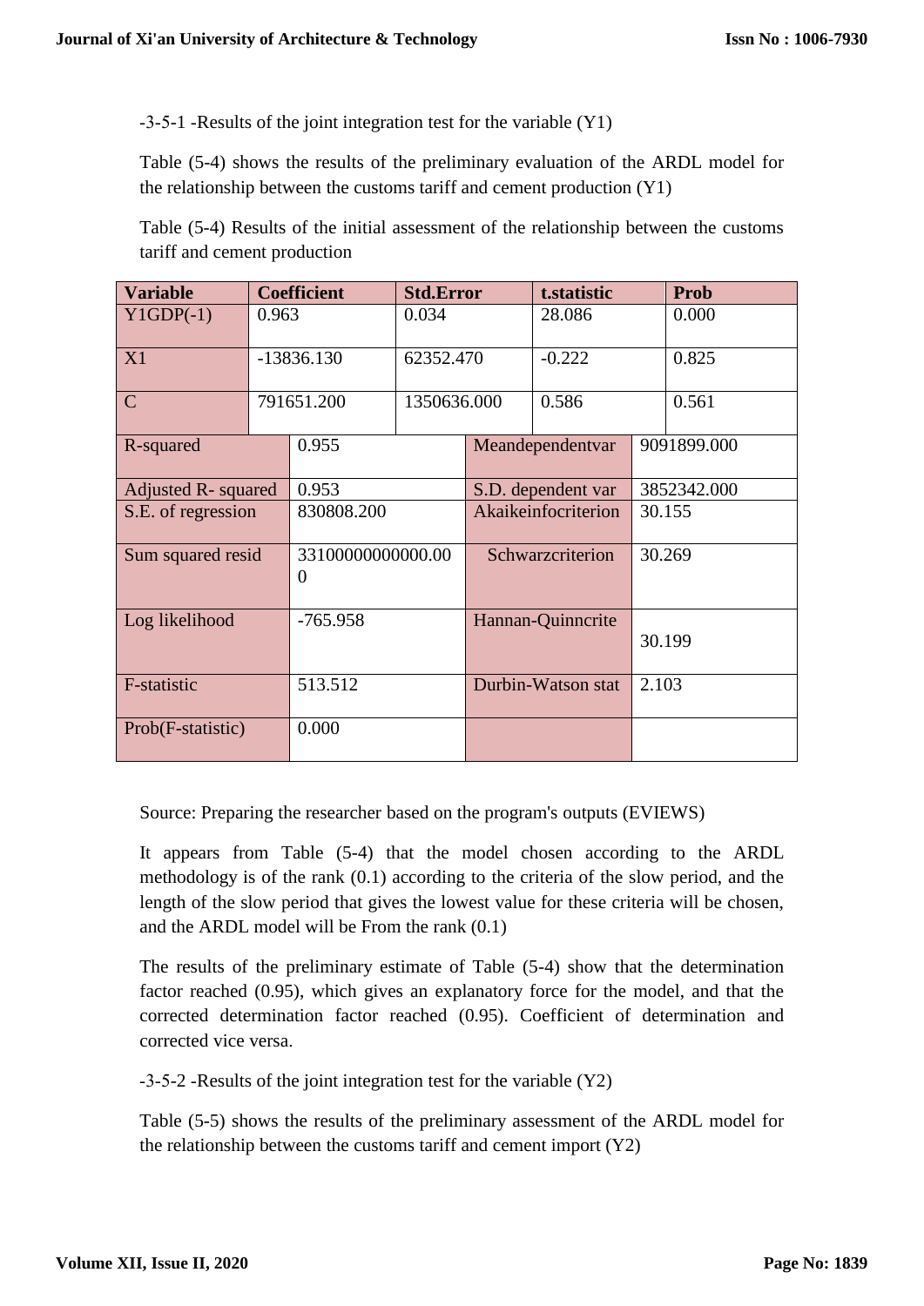-3-5-1 -Results of the joint integration test for the variable (Y1)

Table (5-4) shows the results of the preliminary evaluation of the ARDL model for the relationship between the customs tariff and cement production (Y1)

Table (5-4) Results of the initial assessment of the relationship between the customs tariff and cement production

| Variable | Coefficient | Std.Error | t.statistic | Prob |
|---|---|---|---|---|
| Y1GDP(-1) | 0.963 | 0.034 | 28.086 | 0.000 |
| X1 | -13836.130 | 62352.470 | -0.222 | 0.825 |
| C | 791651.200 | 1350636.000 | 0.586 | 0.561 |
| R-squared | 0.955 | Meandependentvar | 9091899.000 | |
| Adjusted R- squared | 0.953 | S.D. dependent var | 3852342.000 | |
| S.E. of regression | 830808.200 | Akaikeinfocriterion | 30.155 | |
| Sum squared resid | 33100000000000.000 | Schwarzcriterion | 30.269 | |
| Log likelihood | -765.958 | Hannan-Quinncrite | 30.199 | |
| F-statistic | 513.512 | Durbin-Watson stat | 2.103 | |
| Prob(F-statistic) | 0.000 | | | |

Source: Preparing the researcher based on the program's outputs (EVIEWS)

It appears from Table (5-4) that the model chosen according to the ARDL methodology is of the rank (0.1) according to the criteria of the slow period, and the length of the slow period that gives the lowest value for these criteria will be chosen, and the ARDL model will be From the rank (0.1)

The results of the preliminary estimate of Table (5-4) show that the determination factor reached (0.95), which gives an explanatory force for the model, and that the corrected determination factor reached (0.95). Coefficient of determination and corrected vice versa.

-3-5-2 -Results of the joint integration test for the variable (Y2)

Table (5-5) shows the results of the preliminary assessment of the ARDL model for the relationship between the customs tariff and cement import (Y2)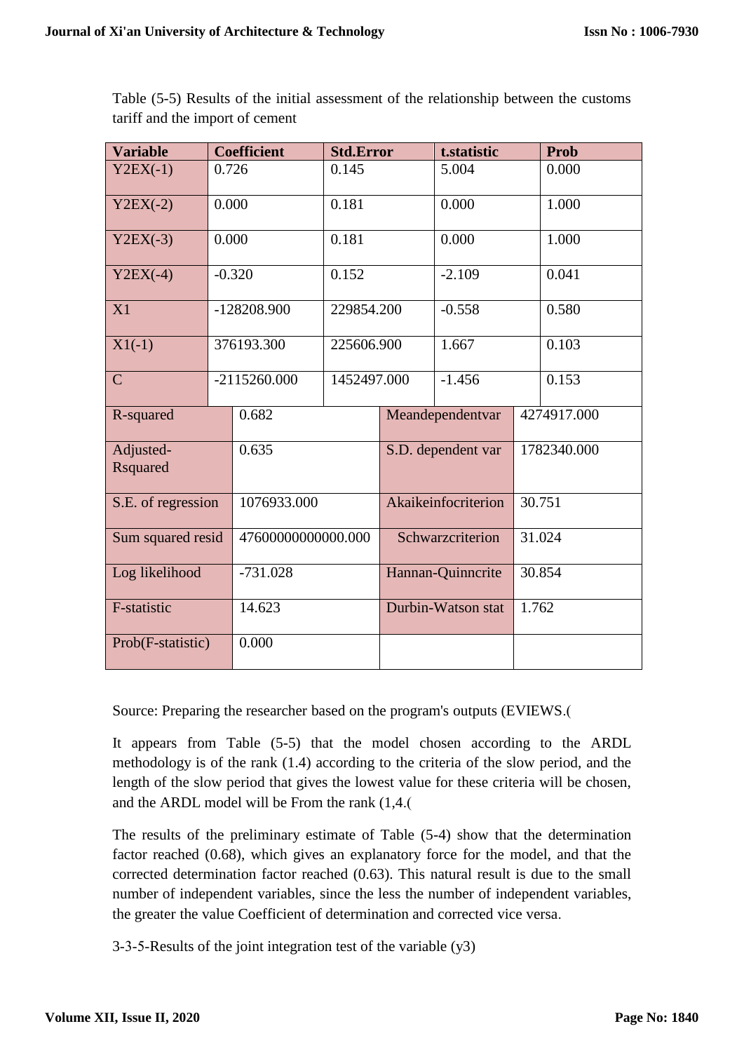Table (5-5) Results of the initial assessment of the relationship between the customs tariff and the import of cement

| Variable | Coefficient | Std.Error | t.statistic | Prob |
|---|---|---|---|---|
| Y2EX(-1) | 0.726 | 0.145 | 5.004 | 0.000 |
| Y2EX(-2) | 0.000 | 0.181 | 0.000 | 1.000 |
| Y2EX(-3) | 0.000 | 0.181 | 0.000 | 1.000 |
| Y2EX(-4) | -0.320 | 0.152 | -2.109 | 0.041 |
| X1 | -128208.900 | 229854.200 | -0.558 | 0.580 |
| X1(-1) | 376193.300 | 225606.900 | 1.667 | 0.103 |
| C | -2115260.000 | 1452497.000 | -1.456 | 0.153 |

| | | | |
|---|---|---|---|
| R-squared | 0.682 | Meandependentvar | 4274917.000 |
| Adjusted-Rsquared | 0.635 | S.D. dependent var | 1782340.000 |
| S.E. of regression | 1076933.000 | Akaikeinfocriterion | 30.751 |
| Sum squared resid | 47600000000000.000 | Schwarzcriterion | 31.024 |
| Log likelihood | -731.028 | Hannan-Quinncrite | 30.854 |
| F-statistic | 14.623 | Durbin-Watson stat | 1.762 |
| Prob(F-statistic) | 0.000 | | |

Source: Preparing the researcher based on the program's outputs (EVIEWS.(

It appears from Table (5-5) that the model chosen according to the ARDL methodology is of the rank (1.4) according to the criteria of the slow period, and the length of the slow period that gives the lowest value for these criteria will be chosen, and the ARDL model will be From the rank (1,4.(

The results of the preliminary estimate of Table (5-4) show that the determination factor reached (0.68), which gives an explanatory force for the model, and that the corrected determination factor reached (0.63). This natural result is due to the small number of independent variables, since the less the number of independent variables, the greater the value Coefficient of determination and corrected vice versa.

3-3-5-Results of the joint integration test of the variable (y3)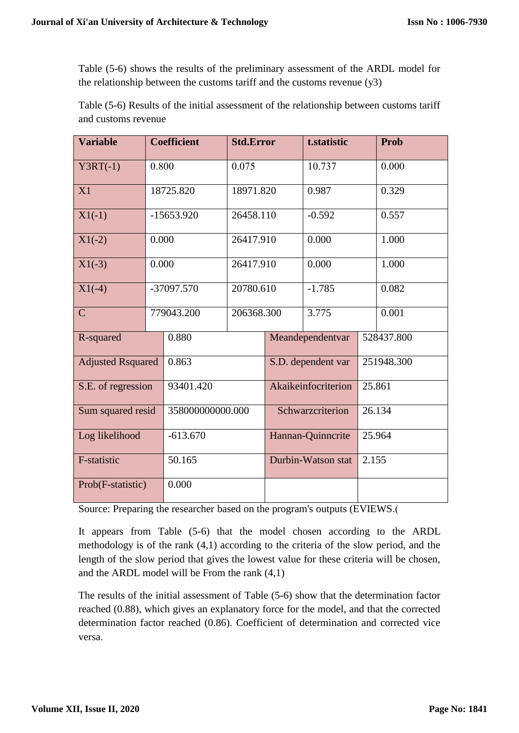Table (5-6) shows the results of the preliminary assessment of the ARDL model for the relationship between the customs tariff and the customs revenue (y3)

Table (5-6) Results of the initial assessment of the relationship between customs tariff and customs revenue

| Variable | Coefficient | Std.Error | t.statistic | Prob |
|---|---|---|---|---|
| Y3RT(-1) | 0.800 | 0.075 | 10.737 | 0.000 |
| X1 | 18725.820 | 18971.820 | 0.987 | 0.329 |
| X1(-1) | -15653.920 | 26458.110 | -0.592 | 0.557 |
| X1(-2) | 0.000 | 26417.910 | 0.000 | 1.000 |
| X1(-3) | 0.000 | 26417.910 | 0.000 | 1.000 |
| X1(-4) | -37097.570 | 20780.610 | -1.785 | 0.082 |
| C | 779043.200 | 206368.300 | 3.775 | 0.001 |
| R-squared | 0.880 | Meandependentvar | 528437.800 | |
| Adjusted Rsquared | 0.863 | S.D. dependent var | 251948.300 | |
| S.E. of regression | 93401.420 | Akaikeinfocriterion | 25.861 | |
| Sum squared resid | 358000000000.000 | Schwarzcriterion | 26.134 | |
| Log likelihood | -613.670 | Hannan-Quinncrite | 25.964 | |
| F-statistic | 50.165 | Durbin-Watson stat | 2.155 | |
| Prob(F-statistic) | 0.000 | | | |

Source: Preparing the researcher based on the program's outputs (EVIEWS.(

It appears from Table (5-6) that the model chosen according to the ARDL methodology is of the rank (4,1) according to the criteria of the slow period, and the length of the slow period that gives the lowest value for these criteria will be chosen, and the ARDL model will be From the rank (4,1)

The results of the initial assessment of Table (5-6) show that the determination factor reached (0.88), which gives an explanatory force for the model, and that the corrected determination factor reached (0.86). Coefficient of determination and corrected vice versa.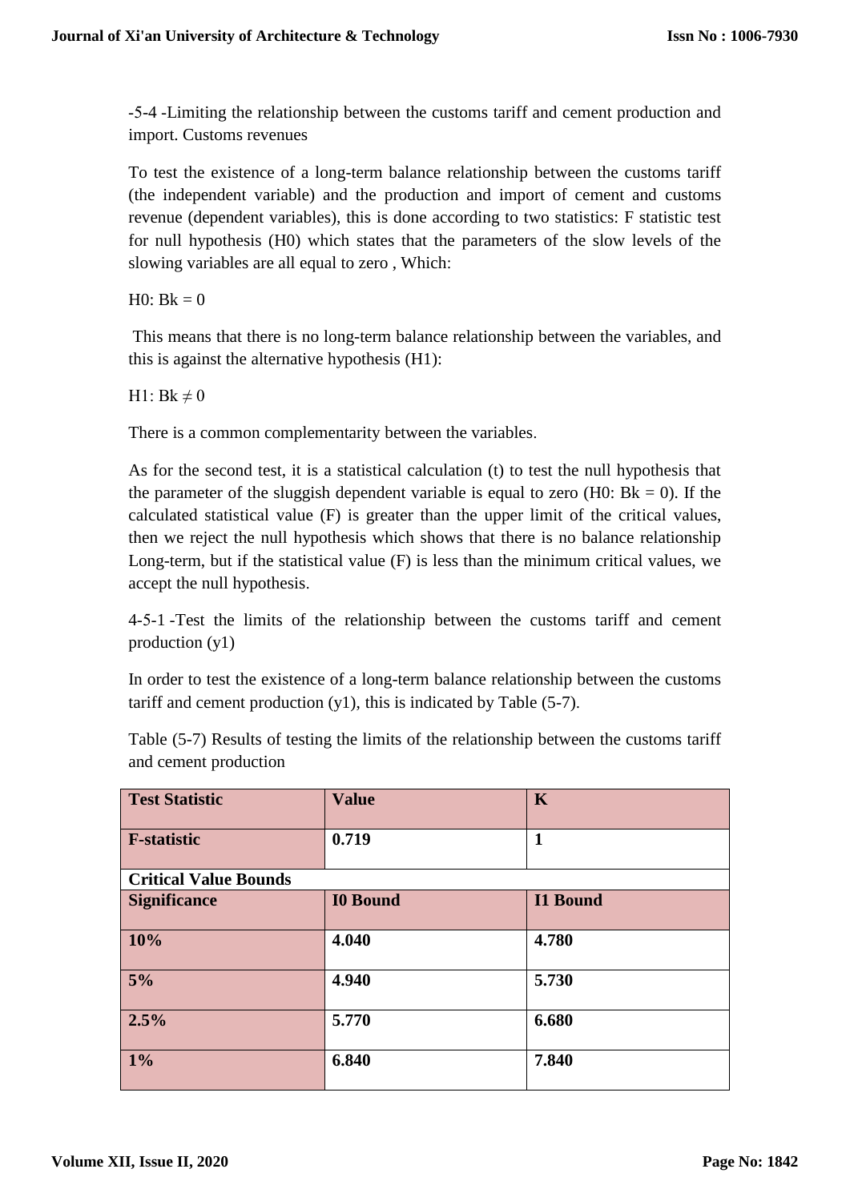-5-4 -Limiting the relationship between the customs tariff and cement production and import. Customs revenues

To test the existence of a long-term balance relationship between the customs tariff (the independent variable) and the production and import of cement and customs revenue (dependent variables), this is done according to two statistics: F statistic test for null hypothesis (H0) which states that the parameters of the slow levels of the slowing variables are all equal to zero , Which:

H0: Bk = 0

This means that there is no long-term balance relationship between the variables, and this is against the alternative hypothesis (H1):

H1: Bk ≠ 0

There is a common complementarity between the variables.

As for the second test, it is a statistical calculation (t) to test the null hypothesis that the parameter of the sluggish dependent variable is equal to zero (H0: Bk = 0). If the calculated statistical value (F) is greater than the upper limit of the critical values, then we reject the null hypothesis which shows that there is no balance relationship Long-term, but if the statistical value (F) is less than the minimum critical values, we accept the null hypothesis.

4-5-1 -Test the limits of the relationship between the customs tariff and cement production (y1)

In order to test the existence of a long-term balance relationship between the customs tariff and cement production (y1), this is indicated by Table (5-7).

Table (5-7) Results of testing the limits of the relationship between the customs tariff and cement production

| **Test Statistic** | **Value** | **K** |
|---|---|---|
| **F-statistic** | **0.719** | **1** |
| **Critical Value Bounds** | | |
| **Significance** | **I0 Bound** | **I1 Bound** |
| **10%** | **4.040** | **4.780** |
| **5%** | **4.940** | **5.730** |
| **2.5%** | **5.770** | **6.680** |
| **1%** | **6.840** | **7.840** |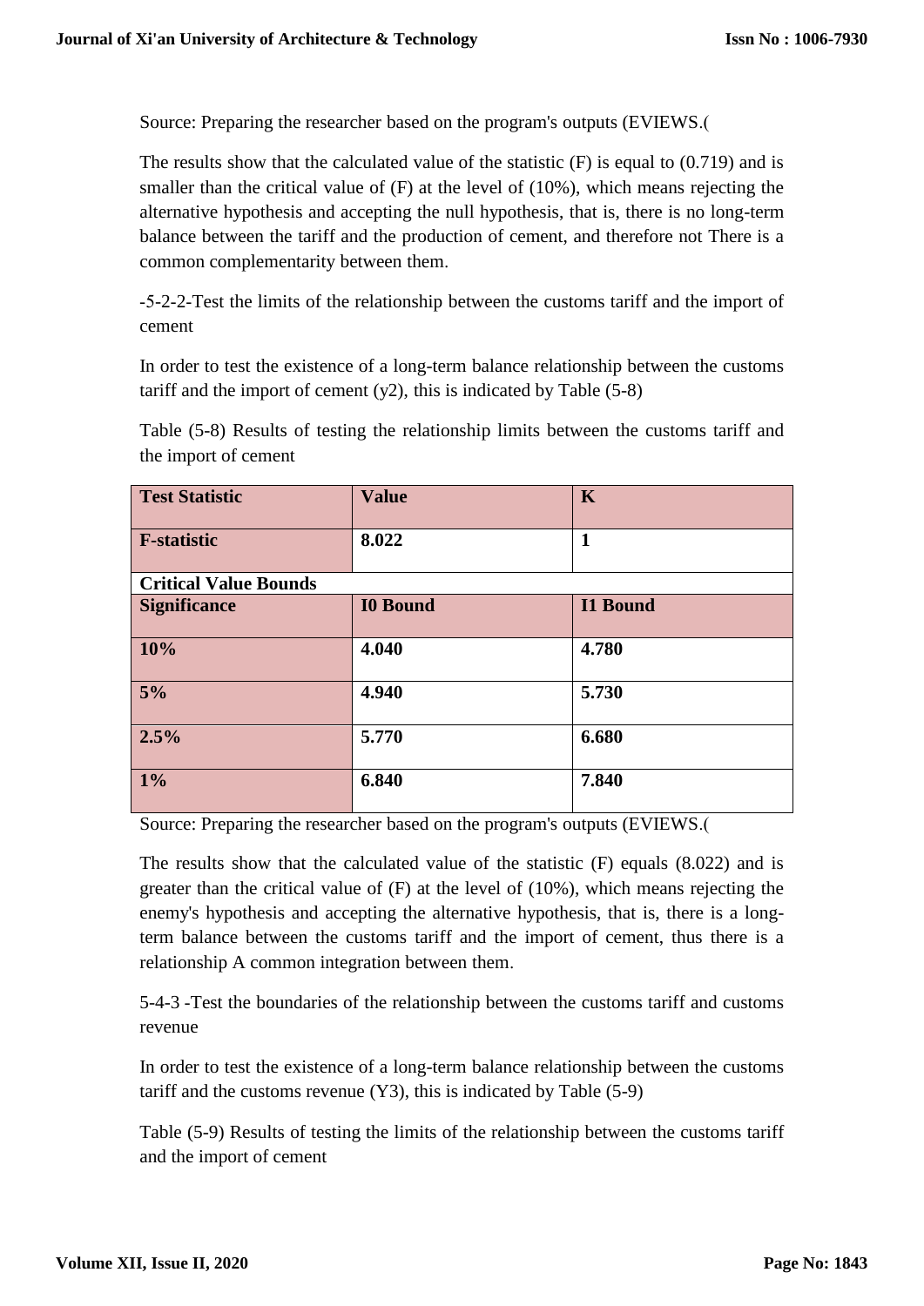Source: Preparing the researcher based on the program's outputs (EVIEWS.(

The results show that the calculated value of the statistic (F) is equal to (0.719) and is smaller than the critical value of (F) at the level of (10%), which means rejecting the alternative hypothesis and accepting the null hypothesis, that is, there is no long-term balance between the tariff and the production of cement, and therefore not There is a common complementarity between them.

-5-2-2-Test the limits of the relationship between the customs tariff and the import of cement

In order to test the existence of a long-term balance relationship between the customs tariff and the import of cement (y2), this is indicated by Table (5-8)

Table (5-8) Results of testing the relationship limits between the customs tariff and the import of cement

| **Test Statistic** | **Value** | **K** |
|---|---|---|
| **F-statistic** | **8.022** | **1** |
| **Critical Value Bounds** | | |
| **Significance** | **I0 Bound** | **I1 Bound** |
| **10%** | **4.040** | **4.780** |
| **5%** | **4.940** | **5.730** |
| **2.5%** | **5.770** | **6.680** |
| **1%** | **6.840** | **7.840** |

Source: Preparing the researcher based on the program's outputs (EVIEWS.(

The results show that the calculated value of the statistic (F) equals (8.022) and is greater than the critical value of (F) at the level of (10%), which means rejecting the enemy's hypothesis and accepting the alternative hypothesis, that is, there is a long-term balance between the customs tariff and the import of cement, thus there is a relationship A common integration between them.

5-4-3 -Test the boundaries of the relationship between the customs tariff and customs revenue

In order to test the existence of a long-term balance relationship between the customs tariff and the customs revenue (Y3), this is indicated by Table (5-9)

Table (5-9) Results of testing the limits of the relationship between the customs tariff and the import of cement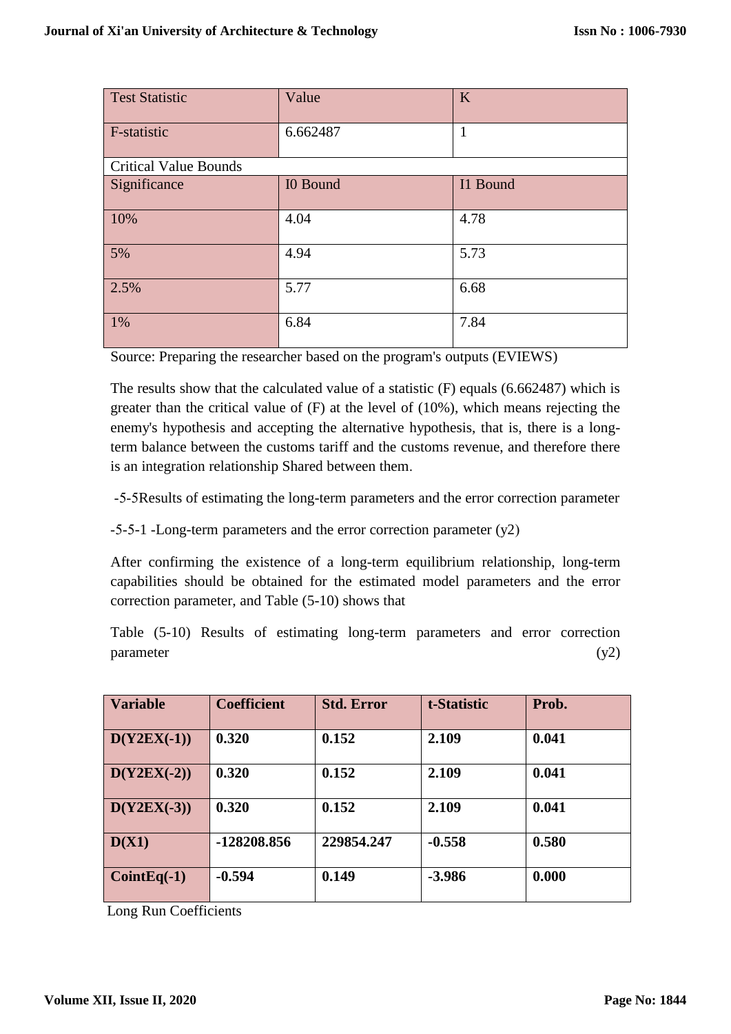| Test Statistic | Value | K |
| --- | --- | --- |
| F-statistic | 6.662487 | 1 |
| Critical Value Bounds | | |
| Significance | I0 Bound | I1 Bound |
| 10% | 4.04 | 4.78 |
| 5% | 4.94 | 5.73 |
| 2.5% | 5.77 | 6.68 |
| 1% | 6.84 | 7.84 |

Source: Preparing the researcher based on the program's outputs (EVIEWS)

The results show that the calculated value of a statistic (F) equals (6.662487) which is greater than the critical value of (F) at the level of (10%), which means rejecting the enemy's hypothesis and accepting the alternative hypothesis, that is, there is a long-term balance between the customs tariff and the customs revenue, and therefore there is an integration relationship Shared between them.

-5-5Results of estimating the long-term parameters and the error correction parameter

-5-5-1 -Long-term parameters and the error correction parameter (y2)

After confirming the existence of a long-term equilibrium relationship, long-term capabilities should be obtained for the estimated model parameters and the error correction parameter, and Table (5-10) shows that

Table (5-10) Results of estimating long-term parameters and error correction parameter (y2)

| **Variable** | **Coefficient** | **Std. Error** | **t-Statistic** | **Prob.** |
| --- | --- | --- | --- | --- |
| **D(Y2EX(-1))** | **0.320** | **0.152** | **2.109** | **0.041** |
| **D(Y2EX(-2))** | **0.320** | **0.152** | **2.109** | **0.041** |
| **D(Y2EX(-3))** | **0.320** | **0.152** | **2.109** | **0.041** |
| **D(X1)** | **-128208.856** | **229854.247** | **-0.558** | **0.580** |
| **CointEq(-1)** | **-0.594** | **0.149** | **-3.986** | **0.000** |

Long Run Coefficients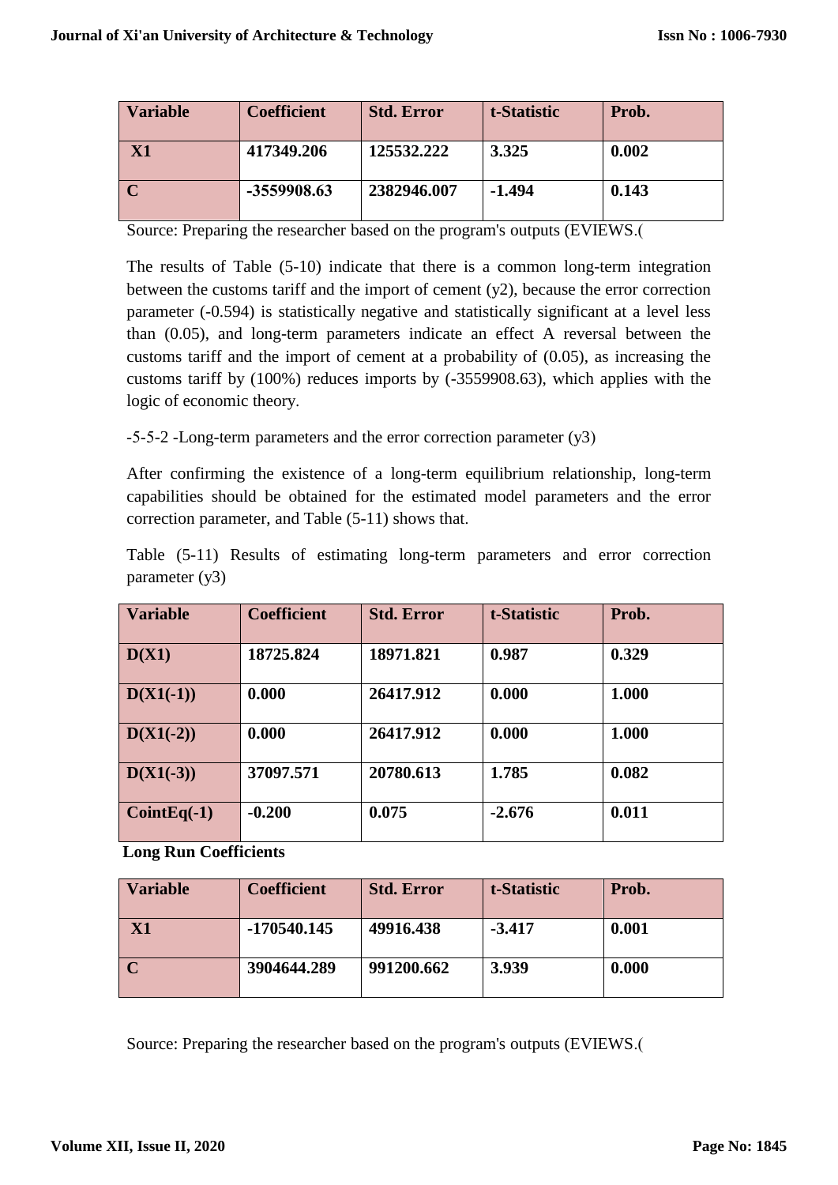| Variable | Coefficient | Std. Error | t-Statistic | Prob. |
|---|---|---|---|---|
| X1 | 417349.206 | 125532.222 | 3.325 | 0.002 |
| C | -3559908.63 | 2382946.007 | -1.494 | 0.143 |

Source: Preparing the researcher based on the program's outputs (EVIEWS.(

The results of Table (5-10) indicate that there is a common long-term integration between the customs tariff and the import of cement (y2), because the error correction parameter (-0.594) is statistically negative and statistically significant at a level less than (0.05), and long-term parameters indicate an effect A reversal between the customs tariff and the import of cement at a probability of (0.05), as increasing the customs tariff by (100%) reduces imports by (-3559908.63), which applies with the logic of economic theory.

-5-5-2 -Long-term parameters and the error correction parameter (y3)

After confirming the existence of a long-term equilibrium relationship, long-term capabilities should be obtained for the estimated model parameters and the error correction parameter, and Table (5-11) shows that.

Table (5-11) Results of estimating long-term parameters and error correction parameter (y3)

| Variable | Coefficient | Std. Error | t-Statistic | Prob. |
|---|---|---|---|---|
| D(X1) | 18725.824 | 18971.821 | 0.987 | 0.329 |
| D(X1(-1)) | 0.000 | 26417.912 | 0.000 | 1.000 |
| D(X1(-2)) | 0.000 | 26417.912 | 0.000 | 1.000 |
| D(X1(-3)) | 37097.571 | 20780.613 | 1.785 | 0.082 |
| CointEq(-1) | -0.200 | 0.075 | -2.676 | 0.011 |

**Long Run Coefficients**

| Variable | Coefficient | Std. Error | t-Statistic | Prob. |
|---|---|---|---|---|
| X1 | -170540.145 | 49916.438 | -3.417 | 0.001 |
| C | 3904644.289 | 991200.662 | 3.939 | 0.000 |

Source: Preparing the researcher based on the program's outputs (EVIEWS.(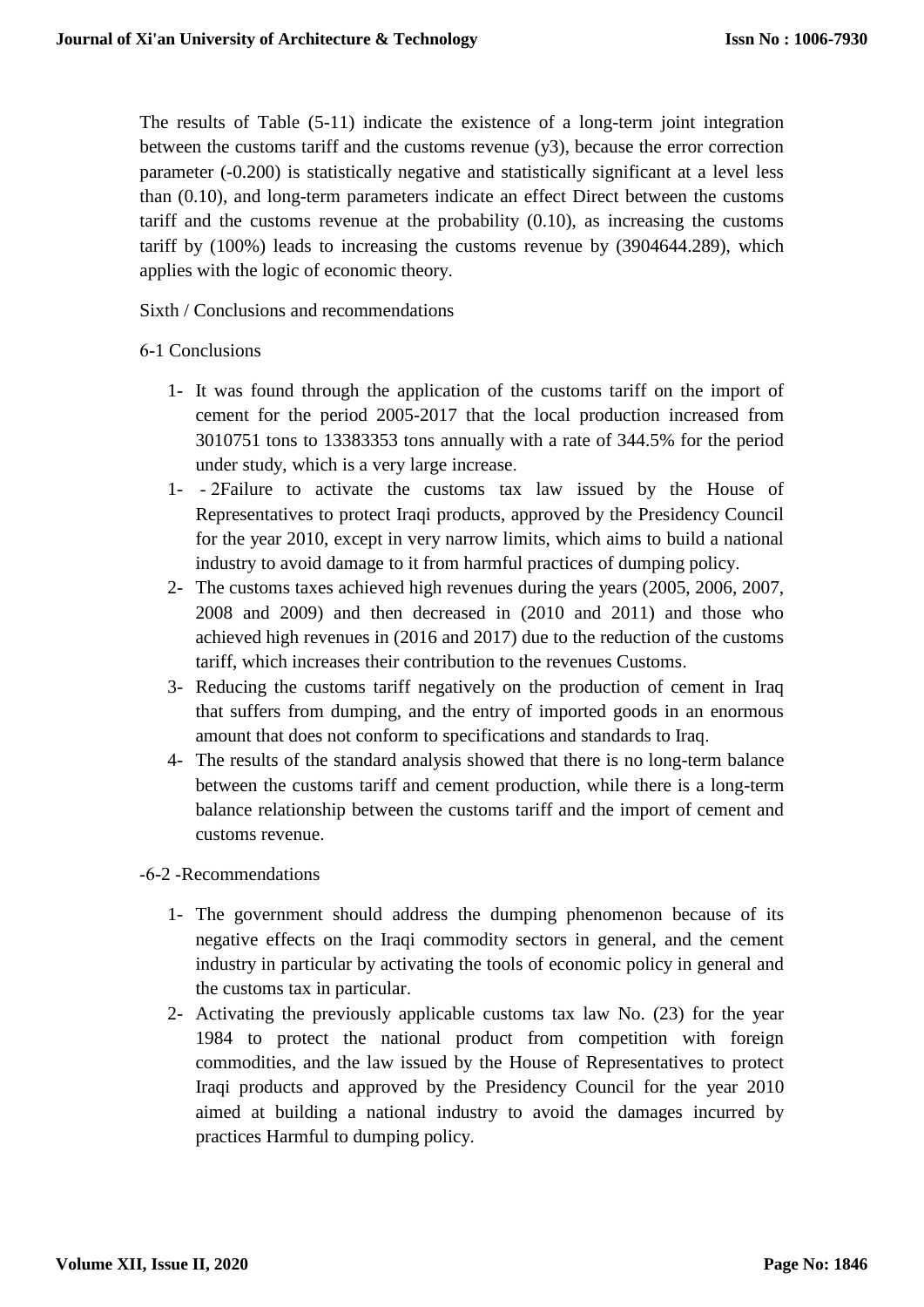The results of Table (5-11) indicate the existence of a long-term joint integration between the customs tariff and the customs revenue (y3), because the error correction parameter (-0.200) is statistically negative and statistically significant at a level less than (0.10), and long-term parameters indicate an effect Direct between the customs tariff and the customs revenue at the probability (0.10), as increasing the customs tariff by (100%) leads to increasing the customs revenue by (3904644.289), which applies with the logic of economic theory.

Sixth / Conclusions and recommendations

6-1 Conclusions

1- It was found through the application of the customs tariff on the import of cement for the period 2005-2017 that the local production increased from 3010751 tons to 13383353 tons annually with a rate of 344.5% for the period under study, which is a very large increase.
1- - 2Failure to activate the customs tax law issued by the House of Representatives to protect Iraqi products, approved by the Presidency Council for the year 2010, except in very narrow limits, which aims to build a national industry to avoid damage to it from harmful practices of dumping policy.
2- The customs taxes achieved high revenues during the years (2005, 2006, 2007, 2008 and 2009) and then decreased in (2010 and 2011) and those who achieved high revenues in (2016 and 2017) due to the reduction of the customs tariff, which increases their contribution to the revenues Customs.
3- Reducing the customs tariff negatively on the production of cement in Iraq that suffers from dumping, and the entry of imported goods in an enormous amount that does not conform to specifications and standards to Iraq.
4- The results of the standard analysis showed that there is no long-term balance between the customs tariff and cement production, while there is a long-term balance relationship between the customs tariff and the import of cement and customs revenue.

-6-2 -Recommendations

1- The government should address the dumping phenomenon because of its negative effects on the Iraqi commodity sectors in general, and the cement industry in particular by activating the tools of economic policy in general and the customs tax in particular.
2- Activating the previously applicable customs tax law No. (23) for the year 1984 to protect the national product from competition with foreign commodities, and the law issued by the House of Representatives to protect Iraqi products and approved by the Presidency Council for the year 2010 aimed at building a national industry to avoid the damages incurred by practices Harmful to dumping policy.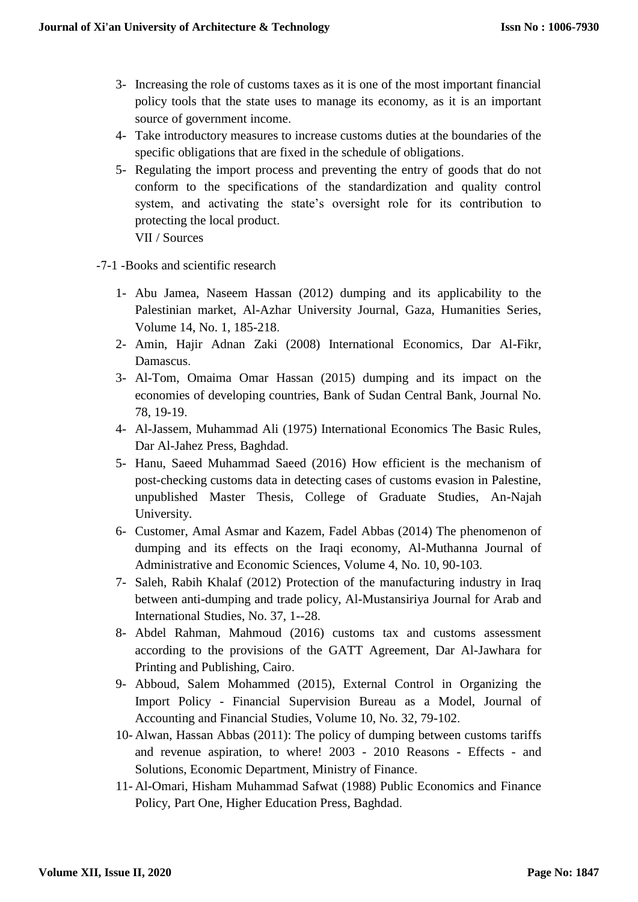3- Increasing the role of customs taxes as it is one of the most important financial policy tools that the state uses to manage its economy, as it is an important source of government income.
4- Take introductory measures to increase customs duties at the boundaries of the specific obligations that are fixed in the schedule of obligations.
5- Regulating the import process and preventing the entry of goods that do not conform to the specifications of the standardization and quality control system, and activating the state's oversight role for its contribution to protecting the local product.

VII / Sources

-7-1 -Books and scientific research

1- Abu Jamea, Naseem Hassan (2012) dumping and its applicability to the Palestinian market, Al-Azhar University Journal, Gaza, Humanities Series, Volume 14, No. 1, 185-218.
2- Amin, Hajir Adnan Zaki (2008) International Economics, Dar Al-Fikr, Damascus.
3- Al-Tom, Omaima Omar Hassan (2015) dumping and its impact on the economies of developing countries, Bank of Sudan Central Bank, Journal No. 78, 19-19.
4- Al-Jassem, Muhammad Ali (1975) International Economics The Basic Rules, Dar Al-Jahez Press, Baghdad.
5- Hanu, Saeed Muhammad Saeed (2016) How efficient is the mechanism of post-checking customs data in detecting cases of customs evasion in Palestine, unpublished Master Thesis, College of Graduate Studies, An-Najah University.
6- Customer, Amal Asmar and Kazem, Fadel Abbas (2014) The phenomenon of dumping and its effects on the Iraqi economy, Al-Muthanna Journal of Administrative and Economic Sciences, Volume 4, No. 10, 90-103.
7- Saleh, Rabih Khalaf (2012) Protection of the manufacturing industry in Iraq between anti-dumping and trade policy, Al-Mustansiriya Journal for Arab and International Studies, No. 37, 1--28.
8- Abdel Rahman, Mahmoud (2016) customs tax and customs assessment according to the provisions of the GATT Agreement, Dar Al-Jawhara for Printing and Publishing, Cairo.
9- Abboud, Salem Mohammed (2015), External Control in Organizing the Import Policy - Financial Supervision Bureau as a Model, Journal of Accounting and Financial Studies, Volume 10, No. 32, 79-102.
10- Alwan, Hassan Abbas (2011): The policy of dumping between customs tariffs and revenue aspiration, to where! 2003 - 2010 Reasons - Effects - and Solutions, Economic Department, Ministry of Finance.
11- Al-Omari, Hisham Muhammad Safwat (1988) Public Economics and Finance Policy, Part One, Higher Education Press, Baghdad.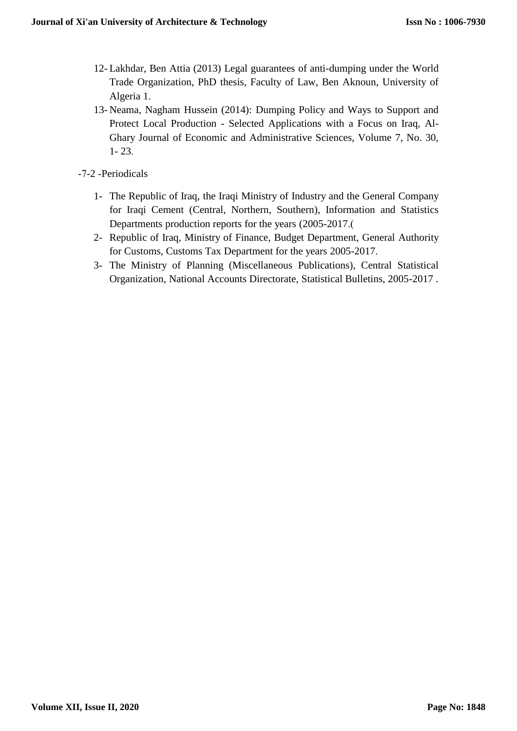12- Lakhdar, Ben Attia (2013) Legal guarantees of anti-dumping under the World Trade Organization, PhD thesis, Faculty of Law, Ben Aknoun, University of Algeria 1.

13- Neama, Nagham Hussein (2014): Dumping Policy and Ways to Support and Protect Local Production - Selected Applications with a Focus on Iraq, Al-Ghary Journal of Economic and Administrative Sciences, Volume 7, No. 30, 1- 23.

-7-2 -Periodicals

1- The Republic of Iraq, the Iraqi Ministry of Industry and the General Company for Iraqi Cement (Central, Northern, Southern), Information and Statistics Departments production reports for the years (2005-2017.(

2- Republic of Iraq, Ministry of Finance, Budget Department, General Authority for Customs, Customs Tax Department for the years 2005-2017.

3- The Ministry of Planning (Miscellaneous Publications), Central Statistical Organization, National Accounts Directorate, Statistical Bulletins, 2005-2017 .